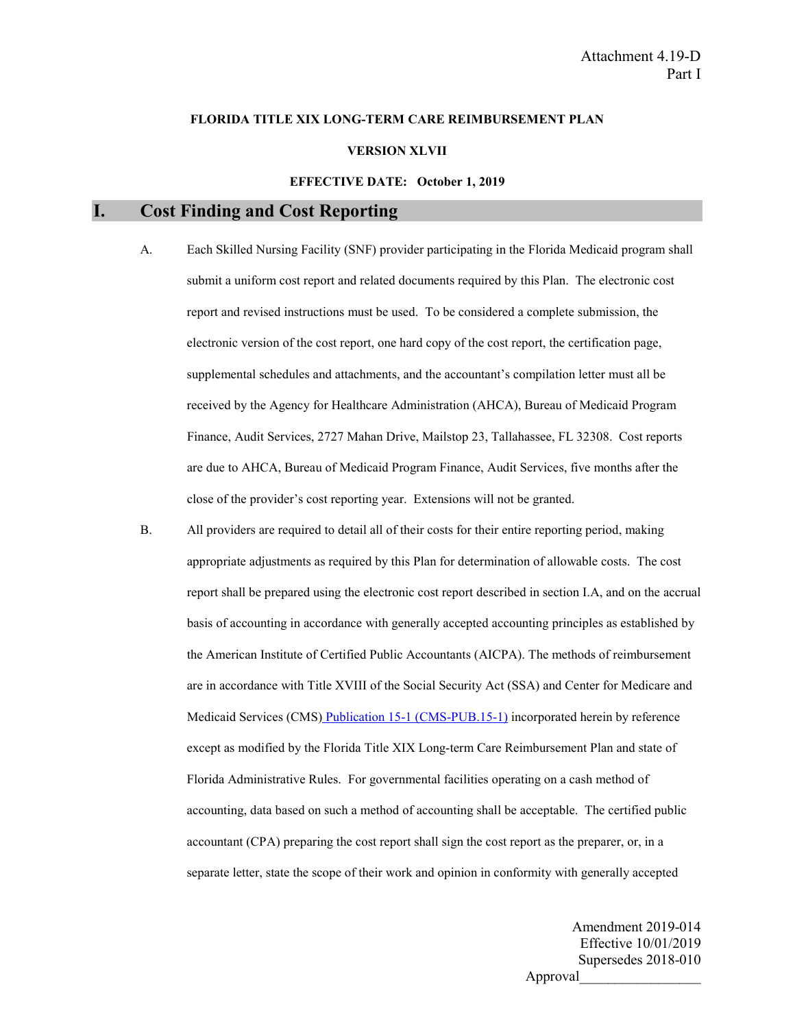Attachment 4.19-D
Part I

**FLORIDA TITLE XIX LONG-TERM CARE REIMBURSEMENT PLAN**

**VERSION XLVII**

**EFFECTIVE DATE: October 1, 2019**

# I. Cost Finding and Cost Reporting

A. Each Skilled Nursing Facility (SNF) provider participating in the Florida Medicaid program shall submit a uniform cost report and related documents required by this Plan. The electronic cost report and revised instructions must be used. To be considered a complete submission, the electronic version of the cost report, one hard copy of the cost report, the certification page, supplemental schedules and attachments, and the accountant's compilation letter must all be received by the Agency for Healthcare Administration (AHCA), Bureau of Medicaid Program Finance, Audit Services, 2727 Mahan Drive, Mailstop 23, Tallahassee, FL 32308. Cost reports are due to AHCA, Bureau of Medicaid Program Finance, Audit Services, five months after the close of the provider's cost reporting year. Extensions will not be granted.

B. All providers are required to detail all of their costs for their entire reporting period, making appropriate adjustments as required by this Plan for determination of allowable costs. The cost report shall be prepared using the electronic cost report described in section I.A, and on the accrual basis of accounting in accordance with generally accepted accounting principles as established by the American Institute of Certified Public Accountants (AICPA). The methods of reimbursement are in accordance with Title XVIII of the Social Security Act (SSA) and Center for Medicare and Medicaid Services (CMS) Publication 15-1 (CMS-PUB.15-1) incorporated herein by reference except as modified by the Florida Title XIX Long-term Care Reimbursement Plan and state of Florida Administrative Rules. For governmental facilities operating on a cash method of accounting, data based on such a method of accounting shall be acceptable. The certified public accountant (CPA) preparing the cost report shall sign the cost report as the preparer, or, in a separate letter, state the scope of their work and opinion in conformity with generally accepted

Amendment 2019-014
Effective 10/01/2019
Supersedes 2018-010
Approval________________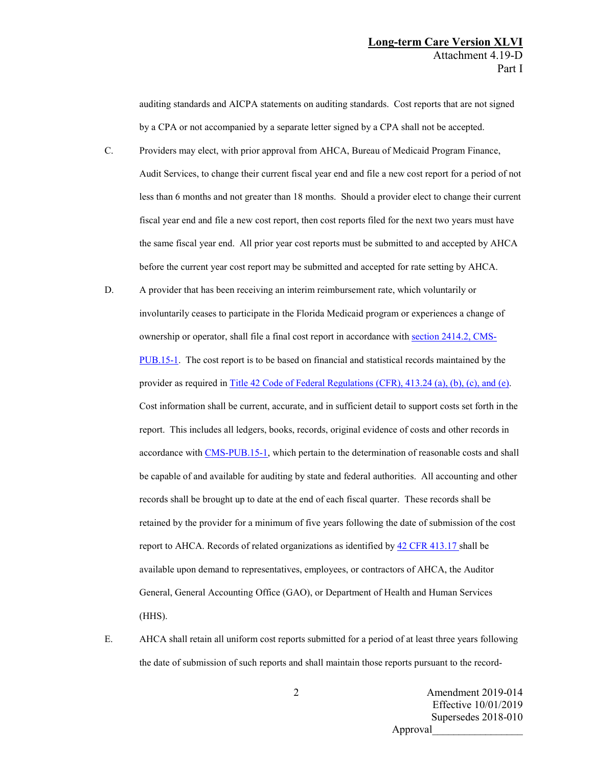auditing standards and AICPA statements on auditing standards. Cost reports that are not signed by a CPA or not accompanied by a separate letter signed by a CPA shall not be accepted.

C. Providers may elect, with prior approval from AHCA, Bureau of Medicaid Program Finance, Audit Services, to change their current fiscal year end and file a new cost report for a period of not less than 6 months and not greater than 18 months. Should a provider elect to change their current fiscal year end and file a new cost report, then cost reports filed for the next two years must have the same fiscal year end. All prior year cost reports must be submitted to and accepted by AHCA before the current year cost report may be submitted and accepted for rate setting by AHCA.

D. A provider that has been receiving an interim reimbursement rate, which voluntarily or involuntarily ceases to participate in the Florida Medicaid program or experiences a change of ownership or operator, shall file a final cost report in accordance with section 2414.2, CMS-PUB.15-1. The cost report is to be based on financial and statistical records maintained by the provider as required in Title 42 Code of Federal Regulations (CFR), 413.24 (a), (b), (c), and (e). Cost information shall be current, accurate, and in sufficient detail to support costs set forth in the report. This includes all ledgers, books, records, original evidence of costs and other records in accordance with CMS-PUB.15-1, which pertain to the determination of reasonable costs and shall be capable of and available for auditing by state and federal authorities. All accounting and other records shall be brought up to date at the end of each fiscal quarter. These records shall be retained by the provider for a minimum of five years following the date of submission of the cost report to AHCA. Records of related organizations as identified by 42 CFR 413.17 shall be available upon demand to representatives, employees, or contractors of AHCA, the Auditor General, General Accounting Office (GAO), or Department of Health and Human Services (HHS).

E. AHCA shall retain all uniform cost reports submitted for a period of at least three years following the date of submission of such reports and shall maintain those reports pursuant to the record-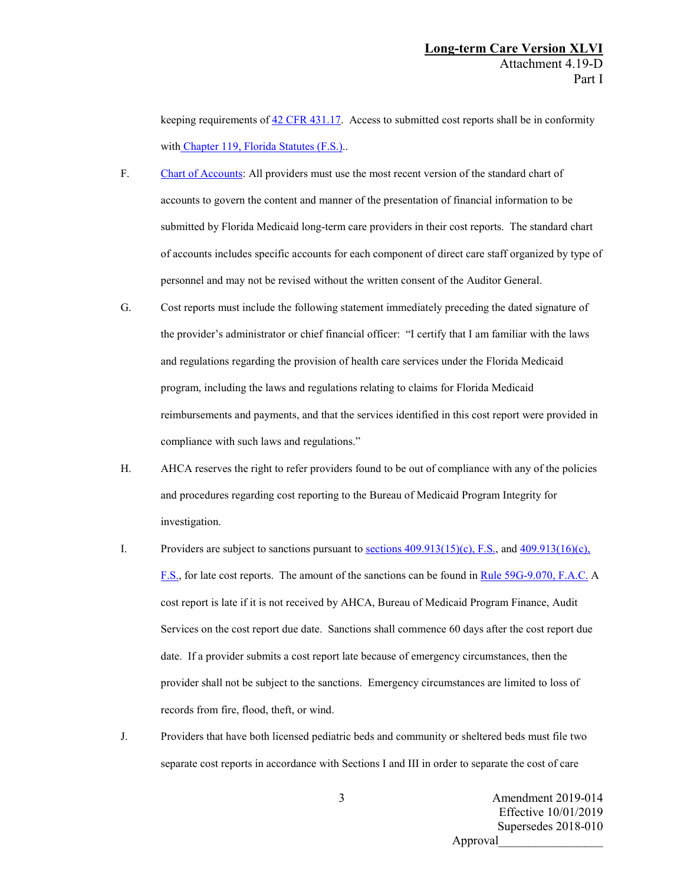keeping requirements of [42 CFR 431.17](). Access to submitted cost reports shall be in conformity with [Chapter 119, Florida Statutes (F.S.)]()..

F. [Chart of Accounts](): All providers must use the most recent version of the standard chart of accounts to govern the content and manner of the presentation of financial information to be submitted by Florida Medicaid long-term care providers in their cost reports. The standard chart of accounts includes specific accounts for each component of direct care staff organized by type of personnel and may not be revised without the written consent of the Auditor General.

G. Cost reports must include the following statement immediately preceding the dated signature of the provider's administrator or chief financial officer: "I certify that I am familiar with the laws and regulations regarding the provision of health care services under the Florida Medicaid program, including the laws and regulations relating to claims for Florida Medicaid reimbursements and payments, and that the services identified in this cost report were provided in compliance with such laws and regulations."

H. AHCA reserves the right to refer providers found to be out of compliance with any of the policies and procedures regarding cost reporting to the Bureau of Medicaid Program Integrity for investigation.

I. Providers are subject to sanctions pursuant to [sections 409.913(15)(c), F.S.](), and [409.913(16)(c), F.S.](), for late cost reports. The amount of the sanctions can be found in [Rule 59G-9.070, F.A.C.]() A cost report is late if it is not received by AHCA, Bureau of Medicaid Program Finance, Audit Services on the cost report due date. Sanctions shall commence 60 days after the cost report due date. If a provider submits a cost report late because of emergency circumstances, then the provider shall not be subject to the sanctions. Emergency circumstances are limited to loss of records from fire, flood, theft, or wind.

J. Providers that have both licensed pediatric beds and community or sheltered beds must file two separate cost reports in accordance with Sections I and III in order to separate the cost of care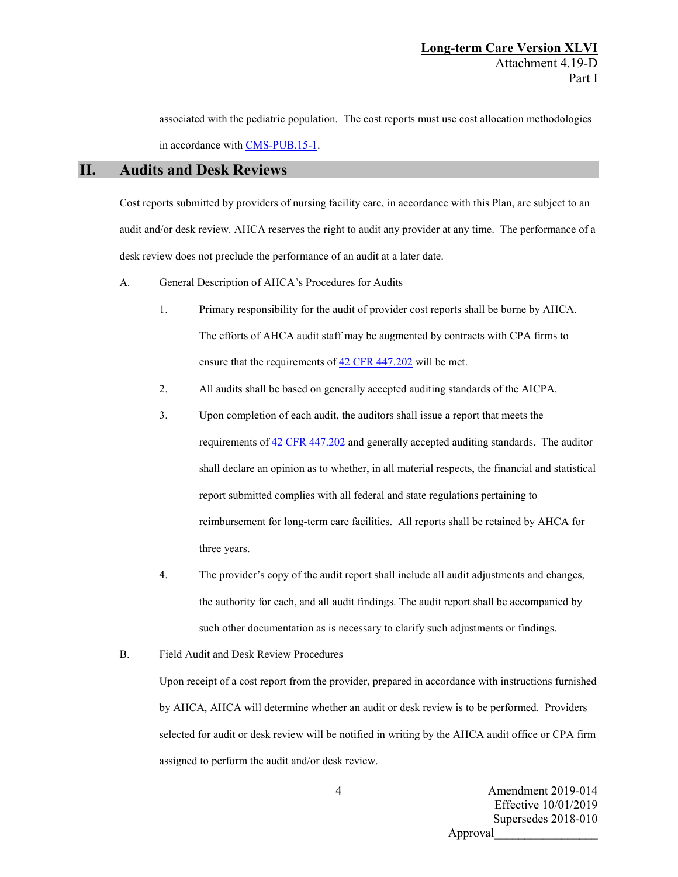associated with the pediatric population. The cost reports must use cost allocation methodologies in accordance with CMS-PUB.15-1.

## II. Audits and Desk Reviews

Cost reports submitted by providers of nursing facility care, in accordance with this Plan, are subject to an audit and/or desk review. AHCA reserves the right to audit any provider at any time. The performance of a desk review does not preclude the performance of an audit at a later date.

A. General Description of AHCA's Procedures for Audits

1. Primary responsibility for the audit of provider cost reports shall be borne by AHCA. The efforts of AHCA audit staff may be augmented by contracts with CPA firms to ensure that the requirements of 42 CFR 447.202 will be met.

2. All audits shall be based on generally accepted auditing standards of the AICPA.

3. Upon completion of each audit, the auditors shall issue a report that meets the requirements of 42 CFR 447.202 and generally accepted auditing standards. The auditor shall declare an opinion as to whether, in all material respects, the financial and statistical report submitted complies with all federal and state regulations pertaining to reimbursement for long-term care facilities. All reports shall be retained by AHCA for three years.

4. The provider's copy of the audit report shall include all audit adjustments and changes, the authority for each, and all audit findings. The audit report shall be accompanied by such other documentation as is necessary to clarify such adjustments or findings.

B. Field Audit and Desk Review Procedures

Upon receipt of a cost report from the provider, prepared in accordance with instructions furnished by AHCA, AHCA will determine whether an audit or desk review is to be performed. Providers selected for audit or desk review will be notified in writing by the AHCA audit office or CPA firm assigned to perform the audit and/or desk review.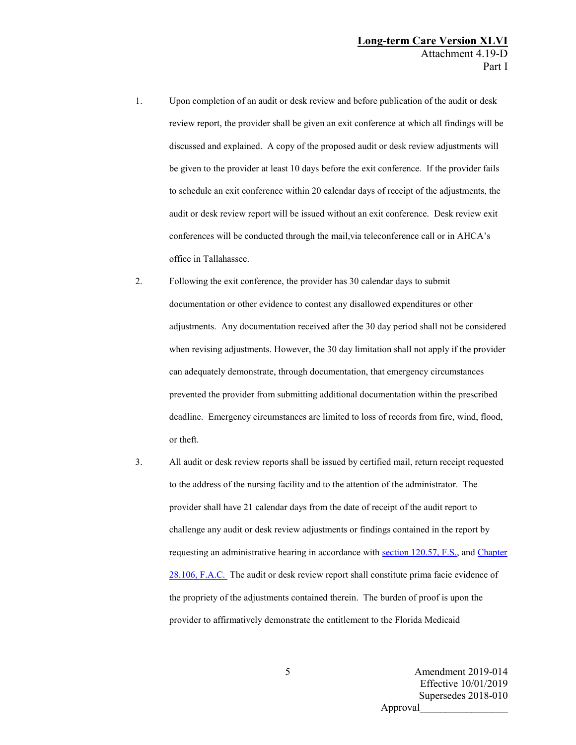1. Upon completion of an audit or desk review and before publication of the audit or desk review report, the provider shall be given an exit conference at which all findings will be discussed and explained. A copy of the proposed audit or desk review adjustments will be given to the provider at least 10 days before the exit conference. If the provider fails to schedule an exit conference within 20 calendar days of receipt of the adjustments, the audit or desk review report will be issued without an exit conference. Desk review exit conferences will be conducted through the mail,via teleconference call or in AHCA's office in Tallahassee.

2. Following the exit conference, the provider has 30 calendar days to submit documentation or other evidence to contest any disallowed expenditures or other adjustments. Any documentation received after the 30 day period shall not be considered when revising adjustments. However, the 30 day limitation shall not apply if the provider can adequately demonstrate, through documentation, that emergency circumstances prevented the provider from submitting additional documentation within the prescribed deadline. Emergency circumstances are limited to loss of records from fire, wind, flood, or theft.

3. All audit or desk review reports shall be issued by certified mail, return receipt requested to the address of the nursing facility and to the attention of the administrator. The provider shall have 21 calendar days from the date of receipt of the audit report to challenge any audit or desk review adjustments or findings contained in the report by requesting an administrative hearing in accordance with section 120.57, F.S., and Chapter 28.106, F.A.C. The audit or desk review report shall constitute prima facie evidence of the propriety of the adjustments contained therein. The burden of proof is upon the provider to affirmatively demonstrate the entitlement to the Florida Medicaid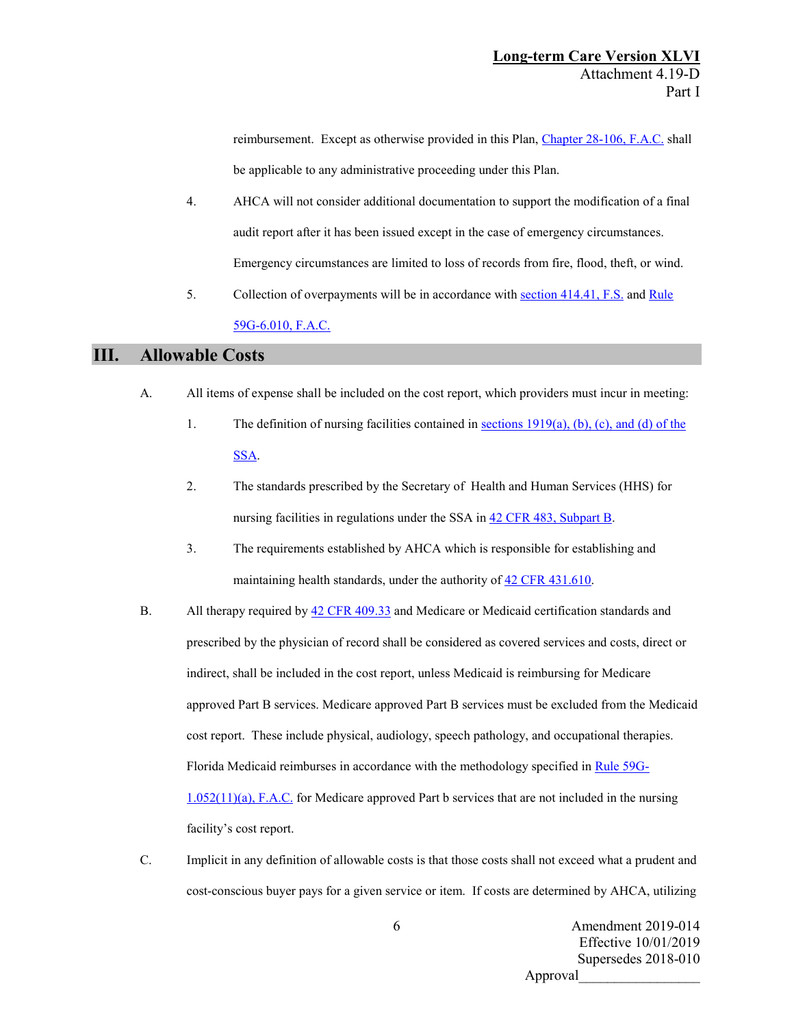reimbursement. Except as otherwise provided in this Plan, Chapter 28-106, F.A.C. shall be applicable to any administrative proceeding under this Plan.

4. AHCA will not consider additional documentation to support the modification of a final audit report after it has been issued except in the case of emergency circumstances. Emergency circumstances are limited to loss of records from fire, flood, theft, or wind.

5. Collection of overpayments will be in accordance with section 414.41, F.S. and Rule 59G-6.010, F.A.C.

## III. Allowable Costs

A. All items of expense shall be included on the cost report, which providers must incur in meeting:

1. The definition of nursing facilities contained in sections 1919(a), (b), (c), and (d) of the SSA.

2. The standards prescribed by the Secretary of Health and Human Services (HHS) for nursing facilities in regulations under the SSA in 42 CFR 483, Subpart B.

3. The requirements established by AHCA which is responsible for establishing and maintaining health standards, under the authority of 42 CFR 431.610.

B. All therapy required by 42 CFR 409.33 and Medicare or Medicaid certification standards and prescribed by the physician of record shall be considered as covered services and costs, direct or indirect, shall be included in the cost report, unless Medicaid is reimbursing for Medicare approved Part B services. Medicare approved Part B services must be excluded from the Medicaid cost report. These include physical, audiology, speech pathology, and occupational therapies. Florida Medicaid reimburses in accordance with the methodology specified in Rule 59G-1.052(11)(a), F.A.C. for Medicare approved Part b services that are not included in the nursing facility's cost report.

C. Implicit in any definition of allowable costs is that those costs shall not exceed what a prudent and cost-conscious buyer pays for a given service or item. If costs are determined by AHCA, utilizing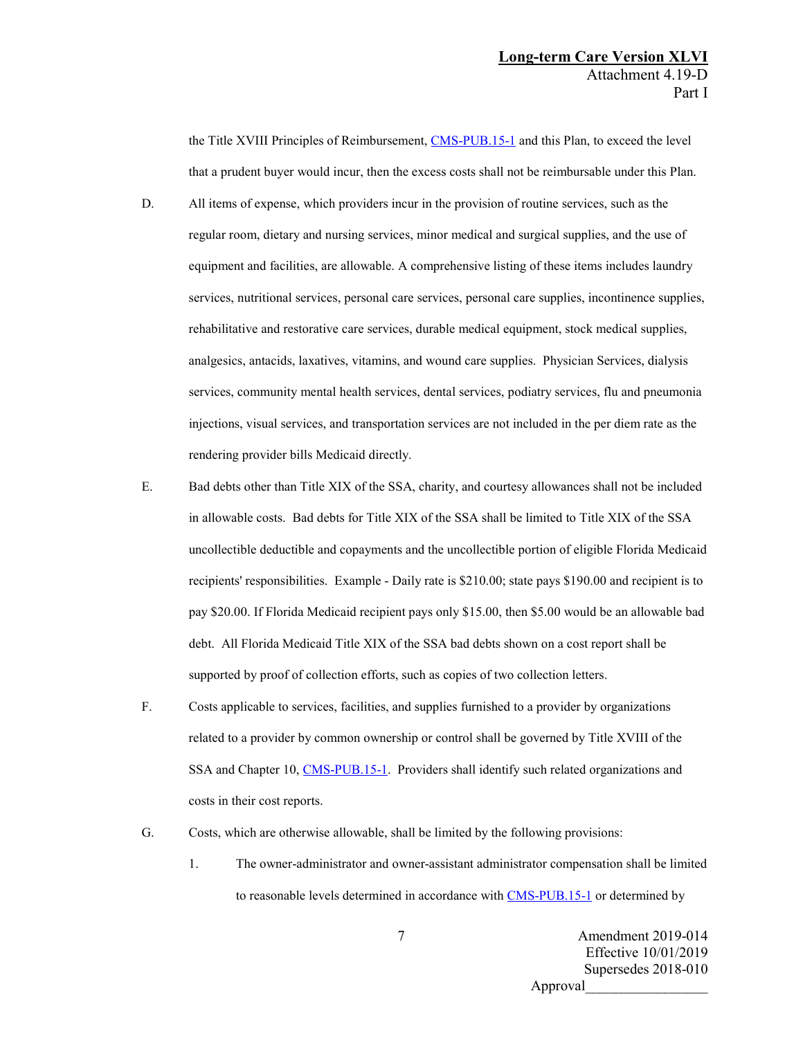the Title XVIII Principles of Reimbursement, CMS-PUB.15-1 and this Plan, to exceed the level that a prudent buyer would incur, then the excess costs shall not be reimbursable under this Plan.

D. All items of expense, which providers incur in the provision of routine services, such as the regular room, dietary and nursing services, minor medical and surgical supplies, and the use of equipment and facilities, are allowable. A comprehensive listing of these items includes laundry services, nutritional services, personal care services, personal care supplies, incontinence supplies, rehabilitative and restorative care services, durable medical equipment, stock medical supplies, analgesics, antacids, laxatives, vitamins, and wound care supplies. Physician Services, dialysis services, community mental health services, dental services, podiatry services, flu and pneumonia injections, visual services, and transportation services are not included in the per diem rate as the rendering provider bills Medicaid directly.

E. Bad debts other than Title XIX of the SSA, charity, and courtesy allowances shall not be included in allowable costs. Bad debts for Title XIX of the SSA shall be limited to Title XIX of the SSA uncollectible deductible and copayments and the uncollectible portion of eligible Florida Medicaid recipients' responsibilities. Example - Daily rate is $210.00; state pays $190.00 and recipient is to pay $20.00. If Florida Medicaid recipient pays only $15.00, then $5.00 would be an allowable bad debt. All Florida Medicaid Title XIX of the SSA bad debts shown on a cost report shall be supported by proof of collection efforts, such as copies of two collection letters.

F. Costs applicable to services, facilities, and supplies furnished to a provider by organizations related to a provider by common ownership or control shall be governed by Title XVIII of the SSA and Chapter 10, CMS-PUB.15-1. Providers shall identify such related organizations and costs in their cost reports.

G. Costs, which are otherwise allowable, shall be limited by the following provisions:

1. The owner-administrator and owner-assistant administrator compensation shall be limited to reasonable levels determined in accordance with CMS-PUB.15-1 or determined by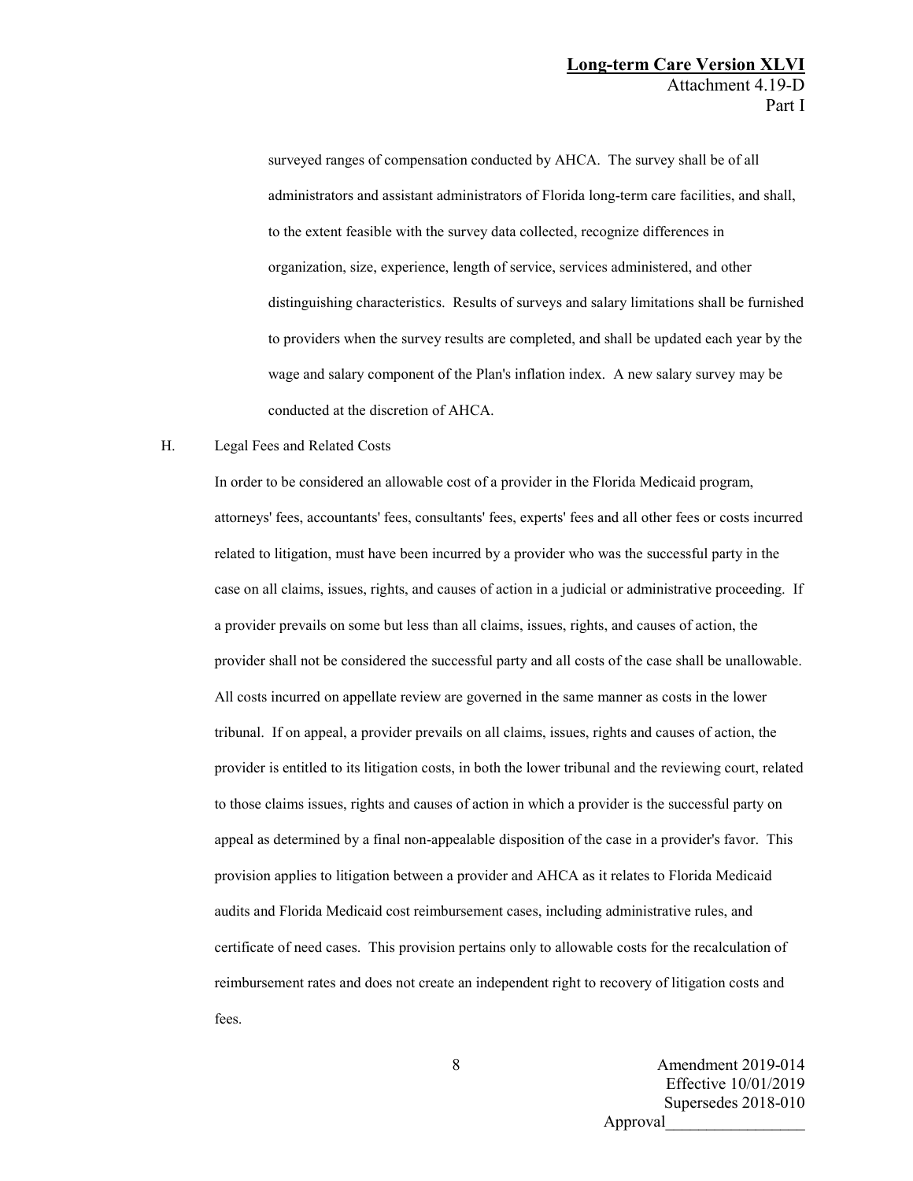surveyed ranges of compensation conducted by AHCA. The survey shall be of all administrators and assistant administrators of Florida long-term care facilities, and shall, to the extent feasible with the survey data collected, recognize differences in organization, size, experience, length of service, services administered, and other distinguishing characteristics. Results of surveys and salary limitations shall be furnished to providers when the survey results are completed, and shall be updated each year by the wage and salary component of the Plan's inflation index. A new salary survey may be conducted at the discretion of AHCA.

H. Legal Fees and Related Costs

In order to be considered an allowable cost of a provider in the Florida Medicaid program, attorneys' fees, accountants' fees, consultants' fees, experts' fees and all other fees or costs incurred related to litigation, must have been incurred by a provider who was the successful party in the case on all claims, issues, rights, and causes of action in a judicial or administrative proceeding. If a provider prevails on some but less than all claims, issues, rights, and causes of action, the provider shall not be considered the successful party and all costs of the case shall be unallowable. All costs incurred on appellate review are governed in the same manner as costs in the lower tribunal. If on appeal, a provider prevails on all claims, issues, rights and causes of action, the provider is entitled to its litigation costs, in both the lower tribunal and the reviewing court, related to those claims issues, rights and causes of action in which a provider is the successful party on appeal as determined by a final non-appealable disposition of the case in a provider's favor. This provision applies to litigation between a provider and AHCA as it relates to Florida Medicaid audits and Florida Medicaid cost reimbursement cases, including administrative rules, and certificate of need cases. This provision pertains only to allowable costs for the recalculation of reimbursement rates and does not create an independent right to recovery of litigation costs and fees.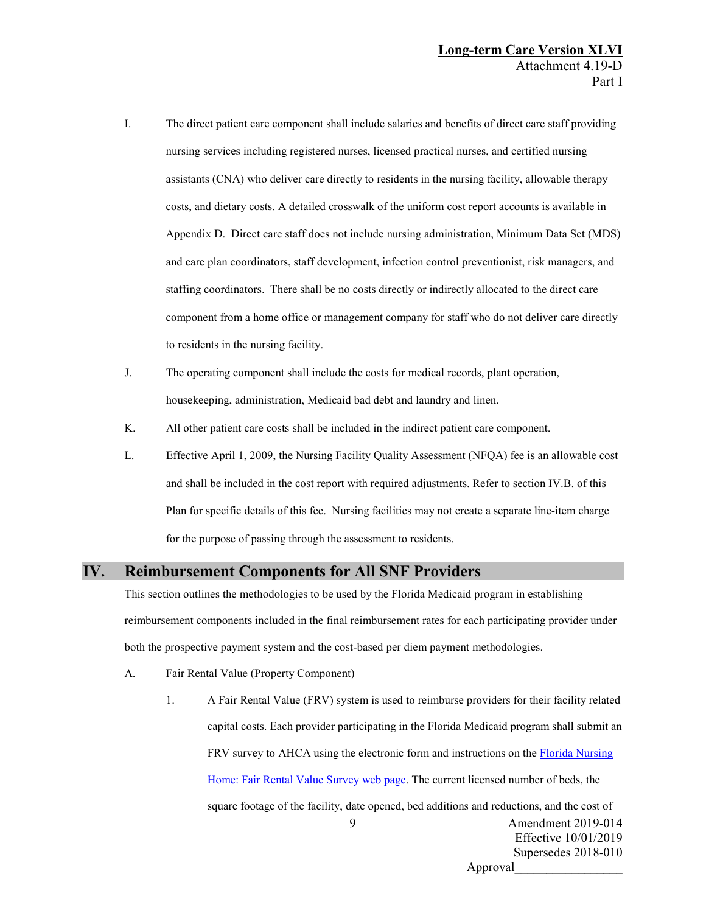I. The direct patient care component shall include salaries and benefits of direct care staff providing nursing services including registered nurses, licensed practical nurses, and certified nursing assistants (CNA) who deliver care directly to residents in the nursing facility, allowable therapy costs, and dietary costs. A detailed crosswalk of the uniform cost report accounts is available in Appendix D. Direct care staff does not include nursing administration, Minimum Data Set (MDS) and care plan coordinators, staff development, infection control preventionist, risk managers, and staffing coordinators. There shall be no costs directly or indirectly allocated to the direct care component from a home office or management company for staff who do not deliver care directly to residents in the nursing facility.

J. The operating component shall include the costs for medical records, plant operation, housekeeping, administration, Medicaid bad debt and laundry and linen.

K. All other patient care costs shall be included in the indirect patient care component.

L. Effective April 1, 2009, the Nursing Facility Quality Assessment (NFQA) fee is an allowable cost and shall be included in the cost report with required adjustments. Refer to section IV.B. of this Plan for specific details of this fee. Nursing facilities may not create a separate line-item charge for the purpose of passing through the assessment to residents.

## IV. Reimbursement Components for All SNF Providers

This section outlines the methodologies to be used by the Florida Medicaid program in establishing reimbursement components included in the final reimbursement rates for each participating provider under both the prospective payment system and the cost-based per diem payment methodologies.

A. Fair Rental Value (Property Component)

1. A Fair Rental Value (FRV) system is used to reimburse providers for their facility related capital costs. Each provider participating in the Florida Medicaid program shall submit an FRV survey to AHCA using the electronic form and instructions on the Florida Nursing Home: Fair Rental Value Survey web page. The current licensed number of beds, the square footage of the facility, date opened, bed additions and reductions, and the cost of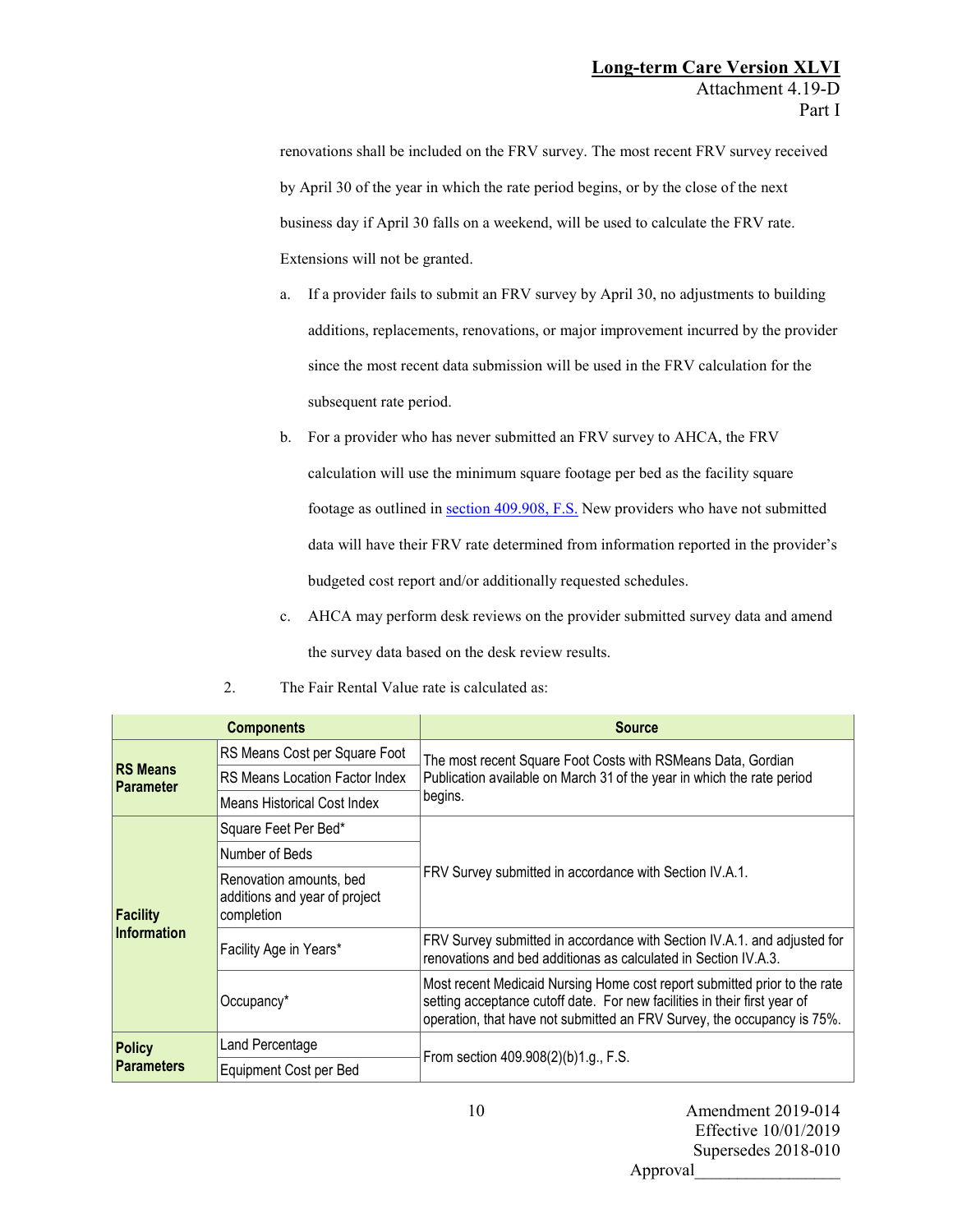renovations shall be included on the FRV survey. The most recent FRV survey received by April 30 of the year in which the rate period begins, or by the close of the next business day if April 30 falls on a weekend, will be used to calculate the FRV rate. Extensions will not be granted.

a. If a provider fails to submit an FRV survey by April 30, no adjustments to building additions, replacements, renovations, or major improvement incurred by the provider since the most recent data submission will be used in the FRV calculation for the subsequent rate period.

b. For a provider who has never submitted an FRV survey to AHCA, the FRV calculation will use the minimum square footage per bed as the facility square footage as outlined in [section 409.908, F.S.](#) New providers who have not submitted data will have their FRV rate determined from information reported in the provider's budgeted cost report and/or additionally requested schedules.

c. AHCA may perform desk reviews on the provider submitted survey data and amend the survey data based on the desk review results.

2. The Fair Rental Value rate is calculated as:

| Components | | Source |
|---|---|---|
| **RS Means Parameter** | RS Means Cost per Square Foot | The most recent Square Foot Costs with RSMeans Data, Gordian Publication available on March 31 of the year in which the rate period begins. |
| | RS Means Location Factor Index | |
| | Means Historical Cost Index | |
| **Facility Information** | Square Feet Per Bed* | FRV Survey submitted in accordance with Section IV.A.1. |
| | Number of Beds | |
| | Renovation amounts, bed additions and year of project completion | |
| | Facility Age in Years* | FRV Survey submitted in accordance with Section IV.A.1. and adjusted for renovations and bed additionas as calculated in Section IV.A.3. |
| | Occupancy* | Most recent Medicaid Nursing Home cost report submitted prior to the rate setting acceptance cutoff date. For new facilities in their first year of operation, that have not submitted an FRV Survey, the occupancy is 75%. |
| **Policy Parameters** | Land Percentage | From section 409.908(2)(b)1.g., F.S. |
| | Equipment Cost per Bed | |

Amendment 2019-014
Effective 10/01/2019
Supersedes 2018-010
Approval_________________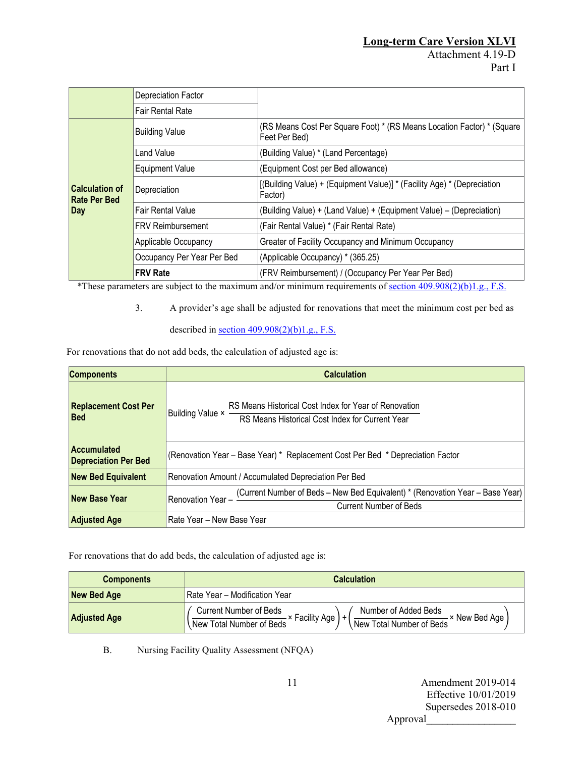| | | |
|---|---|---|
| | Depreciation Factor | |
| | Fair Rental Rate | |
| **Calculation of Rate Per Bed Day** | Building Value | (RS Means Cost Per Square Foot) * (RS Means Location Factor) * (Square Feet Per Bed) |
| | Land Value | (Building Value) * (Land Percentage) |
| | Equipment Value | (Equipment Cost per Bed allowance) |
| | Depreciation | [(Building Value) + (Equipment Value)] * (Facility Age) * (Depreciation Factor) |
| | Fair Rental Value | (Building Value) + (Land Value) + (Equipment Value) – (Depreciation) |
| | FRV Reimbursement | (Fair Rental Value) * (Fair Rental Rate) |
| | Applicable Occupancy | Greater of Facility Occupancy and Minimum Occupancy |
| | Occupancy Per Year Per Bed | (Applicable Occupancy) * (365.25) |
| | **FRV Rate** | (FRV Reimbursement) / (Occupancy Per Year Per Bed) |

*These parameters are subject to the maximum and/or minimum requirements of section 409.908(2)(b)1.g., F.S.

3. A provider's age shall be adjusted for renovations that meet the minimum cost per bed as described in section 409.908(2)(b)1.g., F.S.

For renovations that do not add beds, the calculation of adjusted age is:

| **Components** | **Calculation** |
|---|---|
| **Replacement Cost Per Bed** | $\text{Building Value} \times \dfrac{\text{RS Means Historical Cost Index for Year of Renovation}}{\text{RS Means Historical Cost Index for Current Year}}$ |
| **Accumulated Depreciation Per Bed** | (Renovation Year – Base Year) * Replacement Cost Per Bed * Depreciation Factor |
| **New Bed Equivalent** | Renovation Amount / Accumulated Depreciation Per Bed |
| **New Base Year** | $\text{Renovation Year} - \dfrac{(\text{Current Number of Beds} - \text{New Bed Equivalent}) * (\text{Renovation Year} - \text{Base Year})}{\text{Current Number of Beds}}$ |
| **Adjusted Age** | Rate Year – New Base Year |

For renovations that do add beds, the calculation of adjusted age is:

| **Components** | **Calculation** |
|---|---|
| **New Bed Age** | Rate Year – Modification Year |
| **Adjusted Age** | $\left(\dfrac{\text{Current Number of Beds}}{\text{New Total Number of Beds}} \times \text{Facility Age}\right) + \left(\dfrac{\text{Number of Added Beds}}{\text{New Total Number of Beds}} \times \text{New Bed Age}\right)$ |

B. Nursing Facility Quality Assessment (NFQA)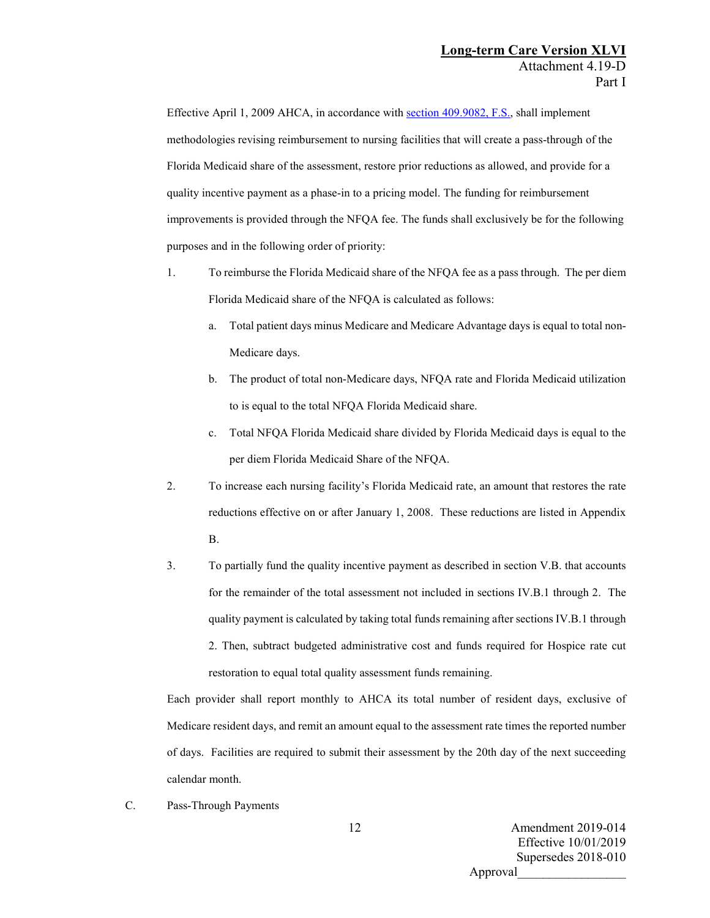Effective April 1, 2009 AHCA, in accordance with [section 409.9082, F.S.](), shall implement methodologies revising reimbursement to nursing facilities that will create a pass-through of the Florida Medicaid share of the assessment, restore prior reductions as allowed, and provide for a quality incentive payment as a phase-in to a pricing model. The funding for reimbursement improvements is provided through the NFQA fee. The funds shall exclusively be for the following purposes and in the following order of priority:

1. To reimburse the Florida Medicaid share of the NFQA fee as a pass through. The per diem Florida Medicaid share of the NFQA is calculated as follows:
   a. Total patient days minus Medicare and Medicare Advantage days is equal to total non-Medicare days.
   b. The product of total non-Medicare days, NFQA rate and Florida Medicaid utilization to is equal to the total NFQA Florida Medicaid share.
   c. Total NFQA Florida Medicaid share divided by Florida Medicaid days is equal to the per diem Florida Medicaid Share of the NFQA.
2. To increase each nursing facility's Florida Medicaid rate, an amount that restores the rate reductions effective on or after January 1, 2008. These reductions are listed in Appendix B.
3. To partially fund the quality incentive payment as described in section V.B. that accounts for the remainder of the total assessment not included in sections IV.B.1 through 2. The quality payment is calculated by taking total funds remaining after sections IV.B.1 through 2. Then, subtract budgeted administrative cost and funds required for Hospice rate cut restoration to equal total quality assessment funds remaining.

Each provider shall report monthly to AHCA its total number of resident days, exclusive of Medicare resident days, and remit an amount equal to the assessment rate times the reported number of days. Facilities are required to submit their assessment by the 20th day of the next succeeding calendar month.

C. Pass-Through Payments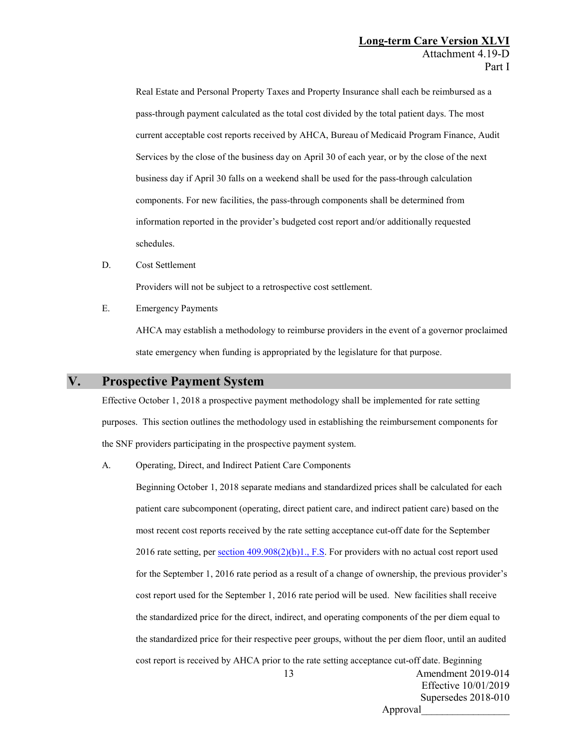Real Estate and Personal Property Taxes and Property Insurance shall each be reimbursed as a pass-through payment calculated as the total cost divided by the total patient days. The most current acceptable cost reports received by AHCA, Bureau of Medicaid Program Finance, Audit Services by the close of the business day on April 30 of each year, or by the close of the next business day if April 30 falls on a weekend shall be used for the pass-through calculation components. For new facilities, the pass-through components shall be determined from information reported in the provider's budgeted cost report and/or additionally requested schedules.

D. Cost Settlement

Providers will not be subject to a retrospective cost settlement.

E. Emergency Payments

AHCA may establish a methodology to reimburse providers in the event of a governor proclaimed state emergency when funding is appropriated by the legislature for that purpose.

## V. Prospective Payment System

Effective October 1, 2018 a prospective payment methodology shall be implemented for rate setting purposes. This section outlines the methodology used in establishing the reimbursement components for the SNF providers participating in the prospective payment system.

A. Operating, Direct, and Indirect Patient Care Components

Beginning October 1, 2018 separate medians and standardized prices shall be calculated for each patient care subcomponent (operating, direct patient care, and indirect patient care) based on the most recent cost reports received by the rate setting acceptance cut-off date for the September 2016 rate setting, per section 409.908(2)(b)1., F.S. For providers with no actual cost report used for the September 1, 2016 rate period as a result of a change of ownership, the previous provider's cost report used for the September 1, 2016 rate period will be used. New facilities shall receive the standardized price for the direct, indirect, and operating components of the per diem equal to the standardized price for their respective peer groups, without the per diem floor, until an audited cost report is received by AHCA prior to the rate setting acceptance cut-off date. Beginning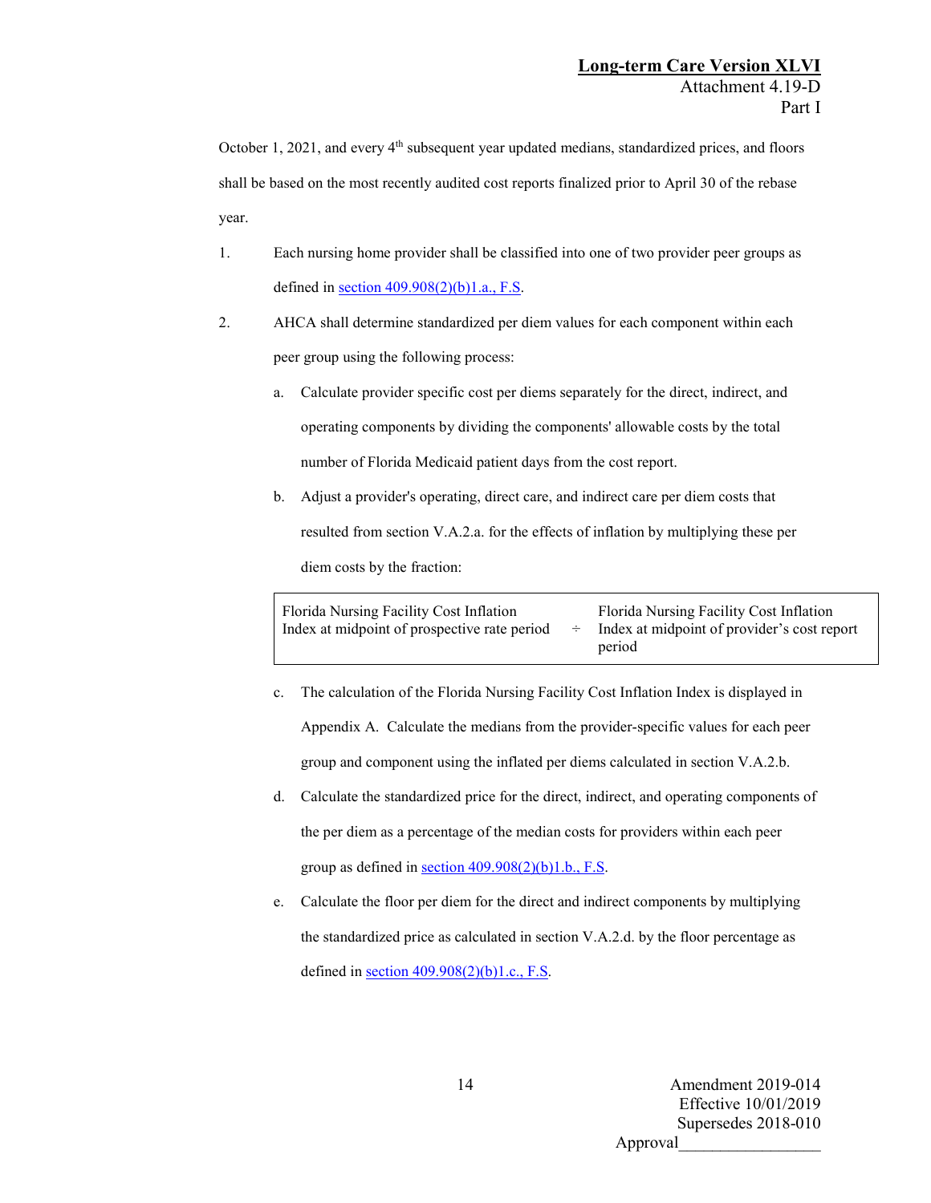October 1, 2021, and every 4th subsequent year updated medians, standardized prices, and floors shall be based on the most recently audited cost reports finalized prior to April 30 of the rebase year.

1. Each nursing home provider shall be classified into one of two provider peer groups as defined in section 409.908(2)(b)1.a., F.S.

2. AHCA shall determine standardized per diem values for each component within each peer group using the following process:

   a. Calculate provider specific cost per diems separately for the direct, indirect, and operating components by dividing the components' allowable costs by the total number of Florida Medicaid patient days from the cost report.

   b. Adjust a provider's operating, direct care, and indirect care per diem costs that resulted from section V.A.2.a. for the effects of inflation by multiplying these per diem costs by the fraction:

| Florida Nursing Facility Cost Inflation Index at midpoint of prospective rate period | ÷ | Florida Nursing Facility Cost Inflation Index at midpoint of provider's cost report period |
|---|---|---|

   c. The calculation of the Florida Nursing Facility Cost Inflation Index is displayed in Appendix A. Calculate the medians from the provider-specific values for each peer group and component using the inflated per diems calculated in section V.A.2.b.

   d. Calculate the standardized price for the direct, indirect, and operating components of the per diem as a percentage of the median costs for providers within each peer group as defined in section 409.908(2)(b)1.b., F.S.

   e. Calculate the floor per diem for the direct and indirect components by multiplying the standardized price as calculated in section V.A.2.d. by the floor percentage as defined in section 409.908(2)(b)1.c., F.S.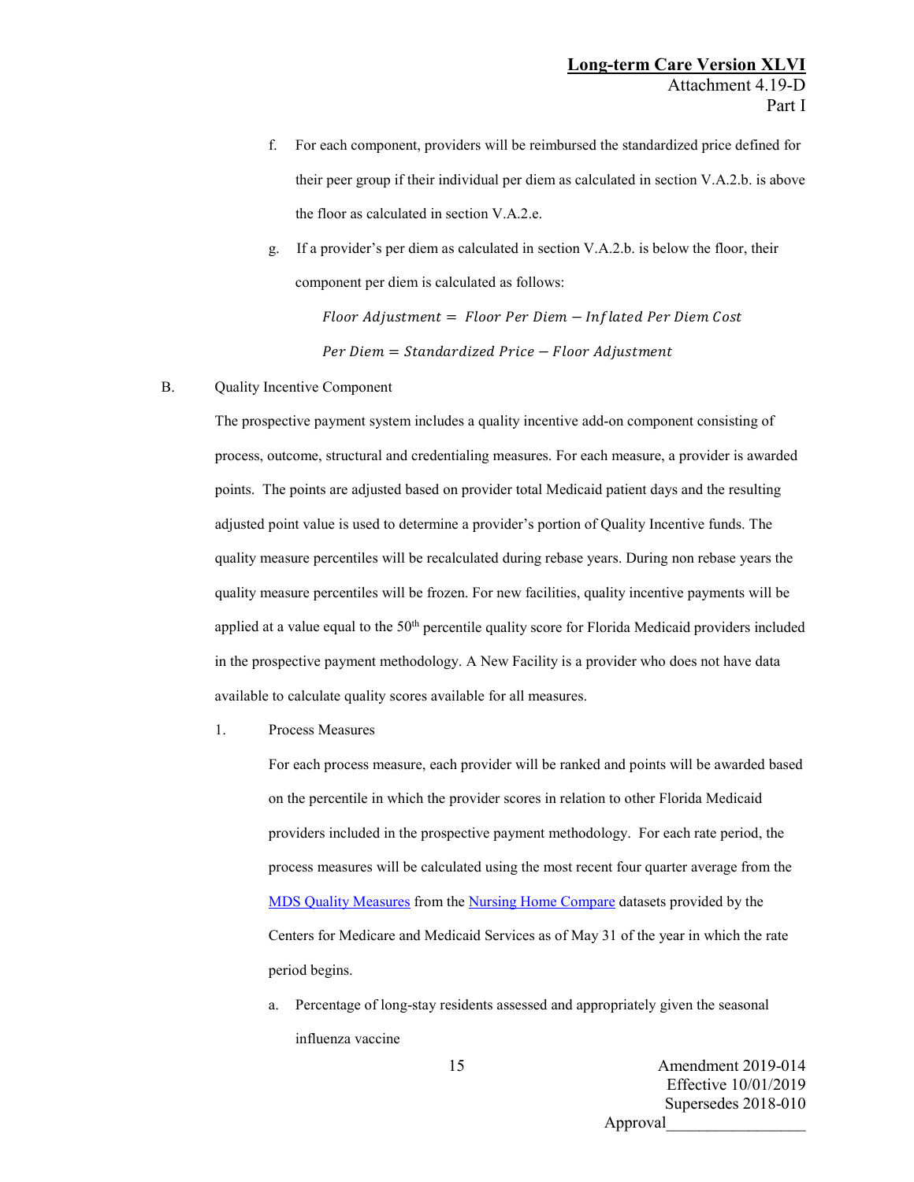f. For each component, providers will be reimbursed the standardized price defined for their peer group if their individual per diem as calculated in section V.A.2.b. is above the floor as calculated in section V.A.2.e.

g. If a provider's per diem as calculated in section V.A.2.b. is below the floor, their component per diem is calculated as follows:

$$Floor\ Adjustment = Floor\ Per\ Diem - Inflated\ Per\ Diem\ Cost$$

$$Per\ Diem = Standardized\ Price - Floor\ Adjustment$$

B. Quality Incentive Component

The prospective payment system includes a quality incentive add-on component consisting of process, outcome, structural and credentialing measures. For each measure, a provider is awarded points. The points are adjusted based on provider total Medicaid patient days and the resulting adjusted point value is used to determine a provider's portion of Quality Incentive funds. The quality measure percentiles will be recalculated during rebase years. During non rebase years the quality measure percentiles will be frozen. For new facilities, quality incentive payments will be applied at a value equal to the 50th percentile quality score for Florida Medicaid providers included in the prospective payment methodology. A New Facility is a provider who does not have data available to calculate quality scores available for all measures.

1. Process Measures

For each process measure, each provider will be ranked and points will be awarded based on the percentile in which the provider scores in relation to other Florida Medicaid providers included in the prospective payment methodology. For each rate period, the process measures will be calculated using the most recent four quarter average from the MDS Quality Measures from the Nursing Home Compare datasets provided by the Centers for Medicare and Medicaid Services as of May 31 of the year in which the rate period begins.

a. Percentage of long-stay residents assessed and appropriately given the seasonal influenza vaccine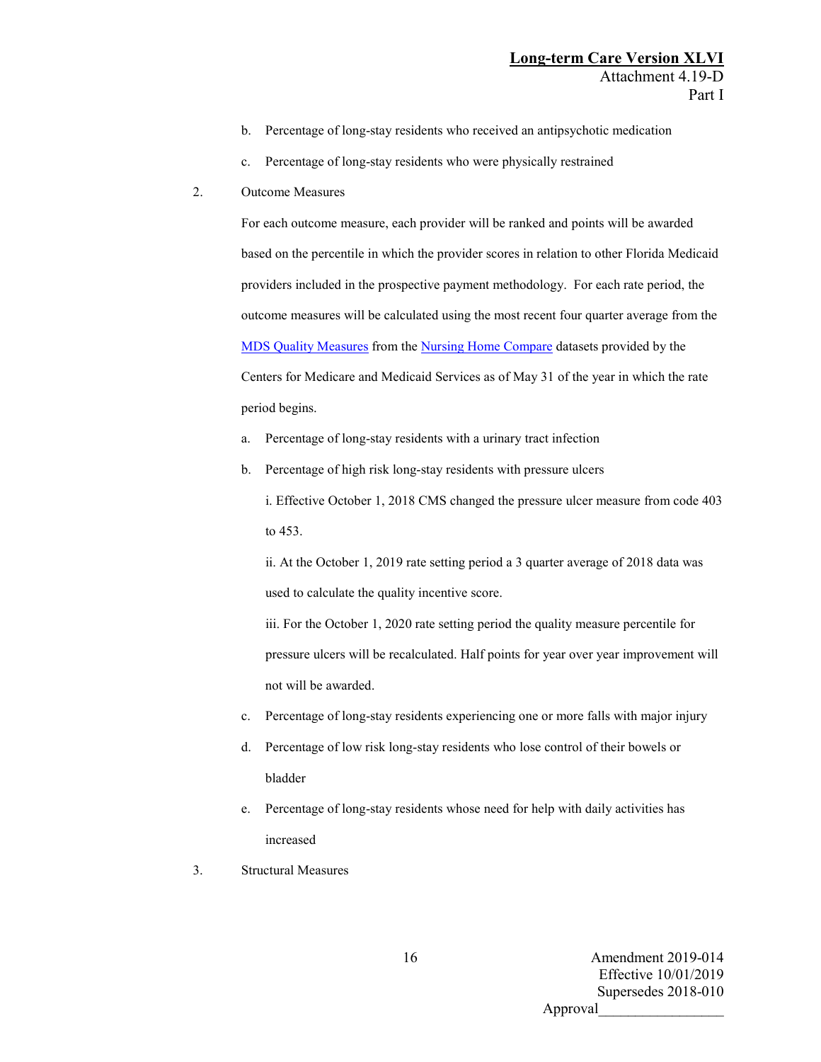b. Percentage of long-stay residents who received an antipsychotic medication

c. Percentage of long-stay residents who were physically restrained

2. Outcome Measures

   For each outcome measure, each provider will be ranked and points will be awarded based on the percentile in which the provider scores in relation to other Florida Medicaid providers included in the prospective payment methodology. For each rate period, the outcome measures will be calculated using the most recent four quarter average from the MDS Quality Measures from the Nursing Home Compare datasets provided by the Centers for Medicare and Medicaid Services as of May 31 of the year in which the rate period begins.

   a. Percentage of long-stay residents with a urinary tract infection

   b. Percentage of high risk long-stay residents with pressure ulcers

      i. Effective October 1, 2018 CMS changed the pressure ulcer measure from code 403 to 453.

      ii. At the October 1, 2019 rate setting period a 3 quarter average of 2018 data was used to calculate the quality incentive score.

      iii. For the October 1, 2020 rate setting period the quality measure percentile for pressure ulcers will be recalculated. Half points for year over year improvement will not will be awarded.

   c. Percentage of long-stay residents experiencing one or more falls with major injury

   d. Percentage of low risk long-stay residents who lose control of their bowels or bladder

   e. Percentage of long-stay residents whose need for help with daily activities has increased

3. Structural Measures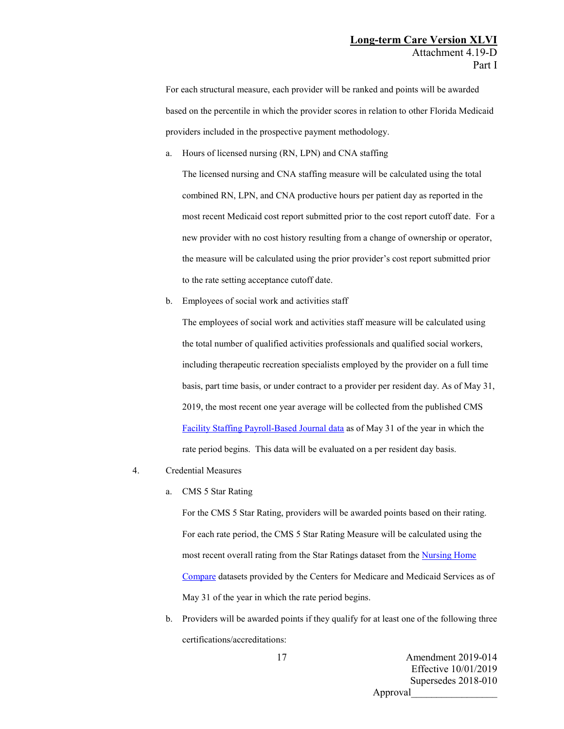For each structural measure, each provider will be ranked and points will be awarded based on the percentile in which the provider scores in relation to other Florida Medicaid providers included in the prospective payment methodology.

a. Hours of licensed nursing (RN, LPN) and CNA staffing

   The licensed nursing and CNA staffing measure will be calculated using the total combined RN, LPN, and CNA productive hours per patient day as reported in the most recent Medicaid cost report submitted prior to the cost report cutoff date. For a new provider with no cost history resulting from a change of ownership or operator, the measure will be calculated using the prior provider's cost report submitted prior to the rate setting acceptance cutoff date.

b. Employees of social work and activities staff

   The employees of social work and activities staff measure will be calculated using the total number of qualified activities professionals and qualified social workers, including therapeutic recreation specialists employed by the provider on a full time basis, part time basis, or under contract to a provider per resident day. As of May 31, 2019, the most recent one year average will be collected from the published CMS Facility Staffing Payroll-Based Journal data as of May 31 of the year in which the rate period begins. This data will be evaluated on a per resident day basis.

4. Credential Measures

   a. CMS 5 Star Rating

      For the CMS 5 Star Rating, providers will be awarded points based on their rating. For each rate period, the CMS 5 Star Rating Measure will be calculated using the most recent overall rating from the Star Ratings dataset from the Nursing Home Compare datasets provided by the Centers for Medicare and Medicaid Services as of May 31 of the year in which the rate period begins.

   b. Providers will be awarded points if they qualify for at least one of the following three certifications/accreditations: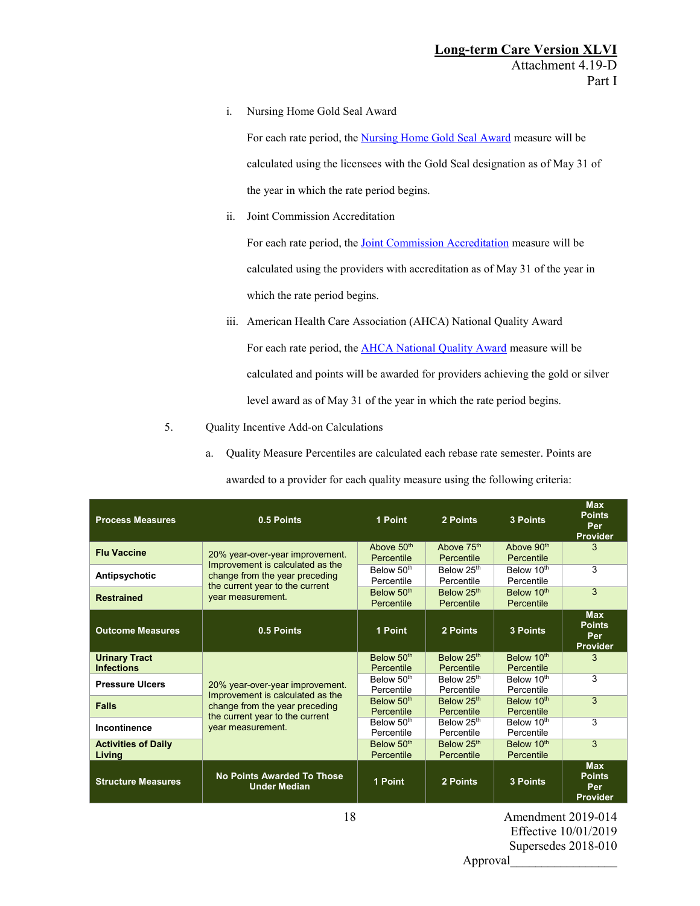i. Nursing Home Gold Seal Award

For each rate period, the [Nursing Home Gold Seal Award](#) measure will be calculated using the licensees with the Gold Seal designation as of May 31 of the year in which the rate period begins.

ii. Joint Commission Accreditation

For each rate period, the [Joint Commission Accreditation](#) measure will be calculated using the providers with accreditation as of May 31 of the year in which the rate period begins.

iii. American Health Care Association (AHCA) National Quality Award

For each rate period, the [AHCA National Quality Award](#) measure will be calculated and points will be awarded for providers achieving the gold or silver level award as of May 31 of the year in which the rate period begins.

5. Quality Incentive Add-on Calculations

a. Quality Measure Percentiles are calculated each rebase rate semester. Points are awarded to a provider for each quality measure using the following criteria:

| Process Measures | 0.5 Points | 1 Point | 2 Points | 3 Points | Max Points Per Provider |
|---|---|---|---|---|---|
| Flu Vaccine | 20% year-over-year improvement. Improvement is calculated as the change from the year preceding the current year to the current year measurement. | Above 50th Percentile | Above 75th Percentile | Above 90th Percentile | 3 |
| Antipsychotic | | Below 50th Percentile | Below 25th Percentile | Below 10th Percentile | 3 |
| Restrained | | Below 50th Percentile | Below 25th Percentile | Below 10th Percentile | 3 |
| **Outcome Measures** | **0.5 Points** | **1 Point** | **2 Points** | **3 Points** | **Max Points Per Provider** |
| Urinary Tract Infections | 20% year-over-year improvement. Improvement is calculated as the change from the year preceding the current year to the current year measurement. | Below 50th Percentile | Below 25th Percentile | Below 10th Percentile | 3 |
| Pressure Ulcers | | Below 50th Percentile | Below 25th Percentile | Below 10th Percentile | 3 |
| Falls | | Below 50th Percentile | Below 25th Percentile | Below 10th Percentile | 3 |
| Incontinence | | Below 50th Percentile | Below 25th Percentile | Below 10th Percentile | 3 |
| Activities of Daily Living | | Below 50th Percentile | Below 25th Percentile | Below 10th Percentile | 3 |
| **Structure Measures** | **No Points Awarded To Those Under Median** | **1 Point** | **2 Points** | **3 Points** | **Max Points Per Provider** |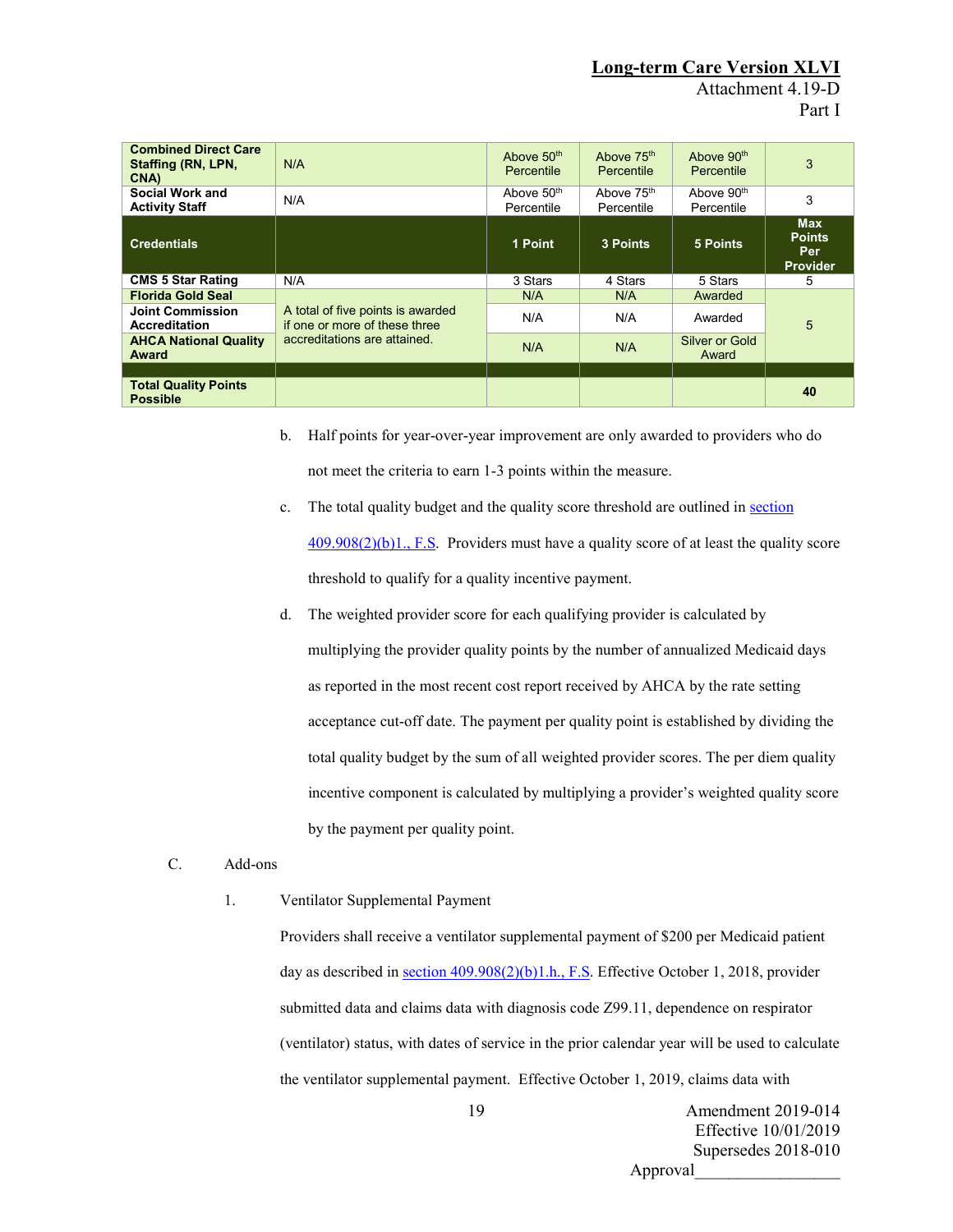| Combined Direct Care Staffing (RN, LPN, CNA) | N/A | Above 50th Percentile | Above 75th Percentile | Above 90th Percentile | 3 |
|---|---|---|---|---|---|
| Social Work and Activity Staff | N/A | Above 50th Percentile | Above 75th Percentile | Above 90th Percentile | 3 |
| **Credentials** | | **1 Point** | **3 Points** | **5 Points** | **Max Points Per Provider** |
| CMS 5 Star Rating | N/A | 3 Stars | 4 Stars | 5 Stars | 5 |
| Florida Gold Seal | A total of five points is awarded if one or more of these three accreditations are attained. | N/A | N/A | Awarded | 5 |
| Joint Commission Accreditation | | N/A | N/A | Awarded | |
| AHCA National Quality Award | | N/A | N/A | Silver or Gold Award | |
| | | | | | |
| **Total Quality Points Possible** | | | | | **40** |

b. Half points for year-over-year improvement are only awarded to providers who do not meet the criteria to earn 1-3 points within the measure.

c. The total quality budget and the quality score threshold are outlined in section 409.908(2)(b)1., F.S. Providers must have a quality score of at least the quality score threshold to qualify for a quality incentive payment.

d. The weighted provider score for each qualifying provider is calculated by multiplying the provider quality points by the number of annualized Medicaid days as reported in the most recent cost report received by AHCA by the rate setting acceptance cut-off date. The payment per quality point is established by dividing the total quality budget by the sum of all weighted provider scores. The per diem quality incentive component is calculated by multiplying a provider's weighted quality score by the payment per quality point.

C. Add-ons

1. Ventilator Supplemental Payment

Providers shall receive a ventilator supplemental payment of $200 per Medicaid patient day as described in section 409.908(2)(b)1.h., F.S. Effective October 1, 2018, provider submitted data and claims data with diagnosis code Z99.11, dependence on respirator (ventilator) status, with dates of service in the prior calendar year will be used to calculate the ventilator supplemental payment. Effective October 1, 2019, claims data with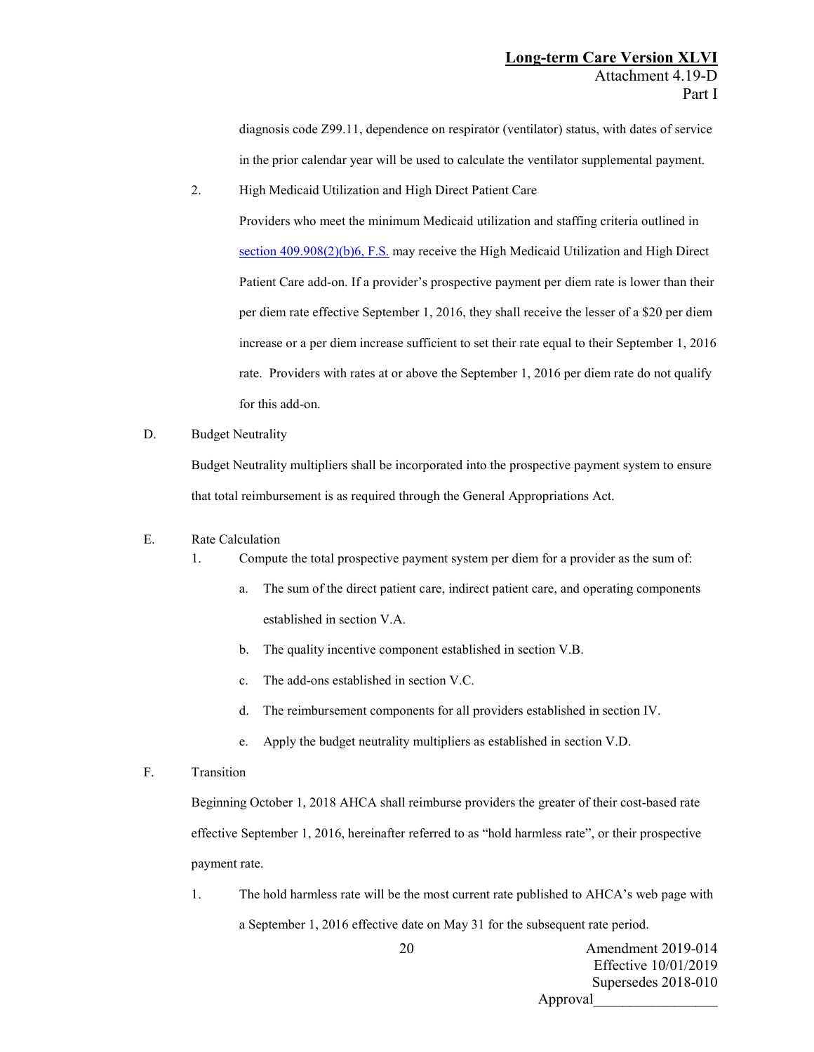diagnosis code Z99.11, dependence on respirator (ventilator) status, with dates of service in the prior calendar year will be used to calculate the ventilator supplemental payment.

2. High Medicaid Utilization and High Direct Patient Care

   Providers who meet the minimum Medicaid utilization and staffing criteria outlined in section 409.908(2)(b)6, F.S. may receive the High Medicaid Utilization and High Direct Patient Care add-on. If a provider's prospective payment per diem rate is lower than their per diem rate effective September 1, 2016, they shall receive the lesser of a $20 per diem increase or a per diem increase sufficient to set their rate equal to their September 1, 2016 rate. Providers with rates at or above the September 1, 2016 per diem rate do not qualify for this add-on.

D. Budget Neutrality

Budget Neutrality multipliers shall be incorporated into the prospective payment system to ensure that total reimbursement is as required through the General Appropriations Act.

E. Rate Calculation

1. Compute the total prospective payment system per diem for a provider as the sum of:

   a. The sum of the direct patient care, indirect patient care, and operating components established in section V.A.

   b. The quality incentive component established in section V.B.

   c. The add-ons established in section V.C.

   d. The reimbursement components for all providers established in section IV.

   e. Apply the budget neutrality multipliers as established in section V.D.

F. Transition

Beginning October 1, 2018 AHCA shall reimburse providers the greater of their cost-based rate effective September 1, 2016, hereinafter referred to as "hold harmless rate", or their prospective payment rate.

1. The hold harmless rate will be the most current rate published to AHCA's web page with a September 1, 2016 effective date on May 31 for the subsequent rate period.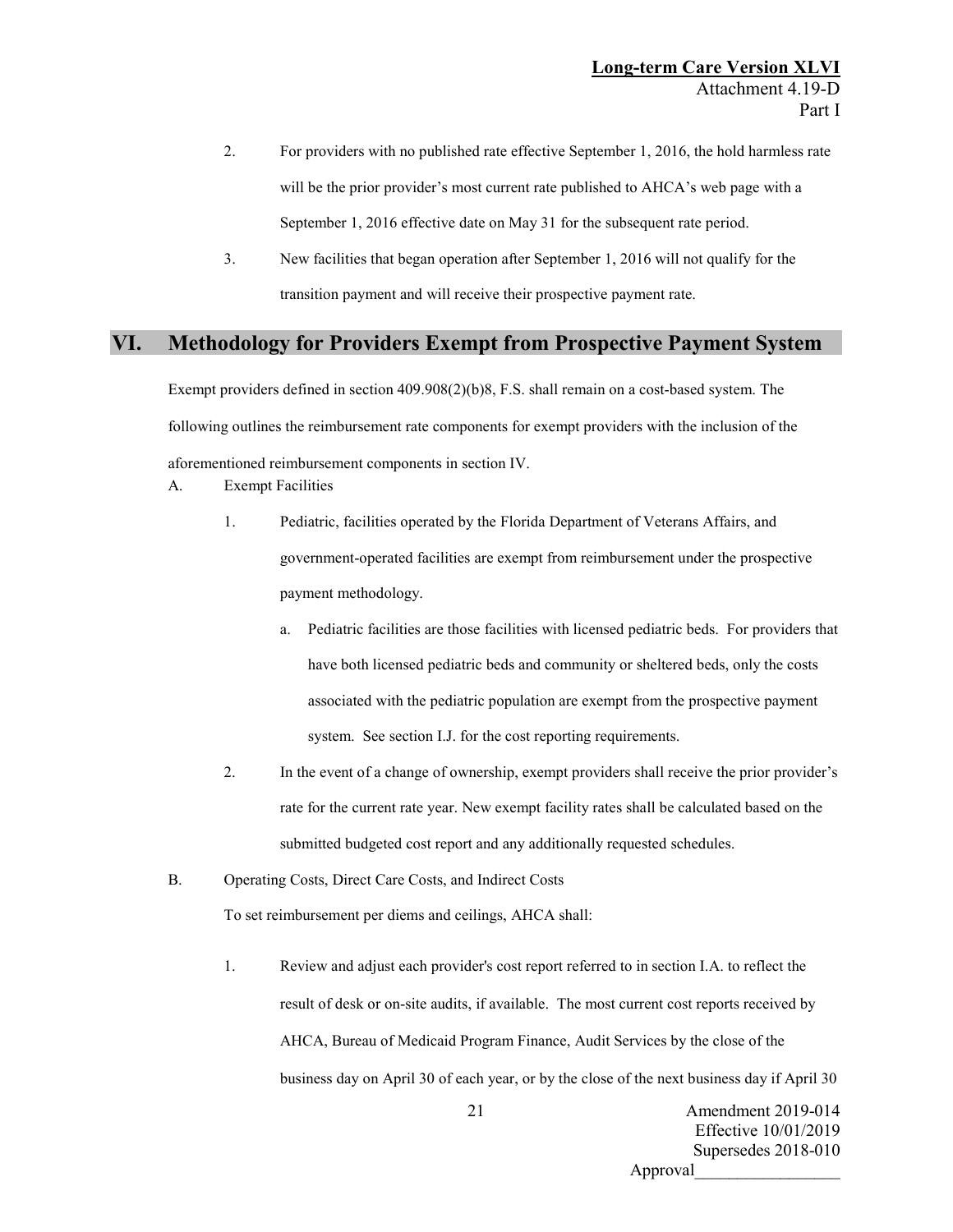2. For providers with no published rate effective September 1, 2016, the hold harmless rate will be the prior provider's most current rate published to AHCA's web page with a September 1, 2016 effective date on May 31 for the subsequent rate period.

3. New facilities that began operation after September 1, 2016 will not qualify for the transition payment and will receive their prospective payment rate.

## VI. Methodology for Providers Exempt from Prospective Payment System

Exempt providers defined in section 409.908(2)(b)8, F.S. shall remain on a cost-based system. The following outlines the reimbursement rate components for exempt providers with the inclusion of the aforementioned reimbursement components in section IV.

A. Exempt Facilities

1. Pediatric, facilities operated by the Florida Department of Veterans Affairs, and government-operated facilities are exempt from reimbursement under the prospective payment methodology.

   a. Pediatric facilities are those facilities with licensed pediatric beds. For providers that have both licensed pediatric beds and community or sheltered beds, only the costs associated with the pediatric population are exempt from the prospective payment system. See section I.J. for the cost reporting requirements.

2. In the event of a change of ownership, exempt providers shall receive the prior provider's rate for the current rate year. New exempt facility rates shall be calculated based on the submitted budgeted cost report and any additionally requested schedules.

B. Operating Costs, Direct Care Costs, and Indirect Costs

To set reimbursement per diems and ceilings, AHCA shall:

1. Review and adjust each provider's cost report referred to in section I.A. to reflect the result of desk or on-site audits, if available. The most current cost reports received by AHCA, Bureau of Medicaid Program Finance, Audit Services by the close of the business day on April 30 of each year, or by the close of the next business day if April 30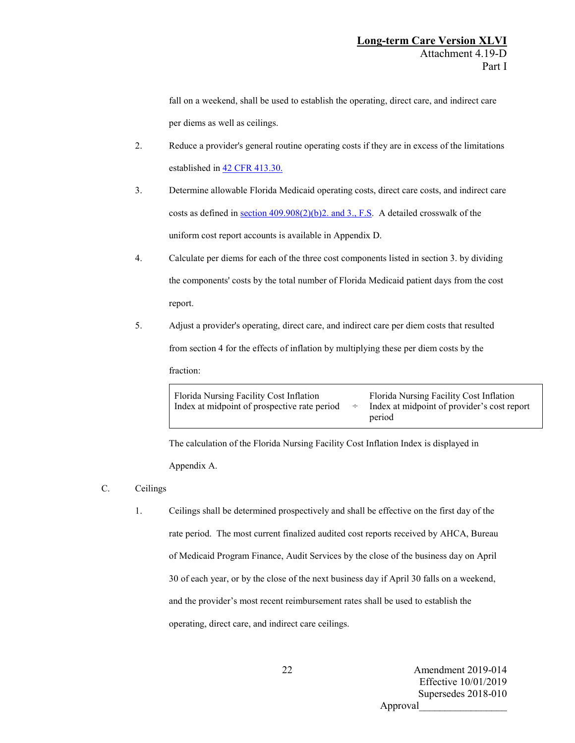fall on a weekend, shall be used to establish the operating, direct care, and indirect care per diems as well as ceilings.

2. Reduce a provider's general routine operating costs if they are in excess of the limitations established in [42 CFR 413.30.](42 CFR 413.30.)

3. Determine allowable Florida Medicaid operating costs, direct care costs, and indirect care costs as defined in [section 409.908(2)(b)2. and 3., F.S](section 409.908(2)(b)2. and 3., F.S). A detailed crosswalk of the uniform cost report accounts is available in Appendix D.

4. Calculate per diems for each of the three cost components listed in section 3. by dividing the components' costs by the total number of Florida Medicaid patient days from the cost report.

5. Adjust a provider's operating, direct care, and indirect care per diem costs that resulted from section 4 for the effects of inflation by multiplying these per diem costs by the fraction:

| Florida Nursing Facility Cost Inflation Index at midpoint of prospective rate period | ÷ | Florida Nursing Facility Cost Inflation Index at midpoint of provider's cost report period |
|---|---|---|

The calculation of the Florida Nursing Facility Cost Inflation Index is displayed in Appendix A.

C. Ceilings

1. Ceilings shall be determined prospectively and shall be effective on the first day of the rate period. The most current finalized audited cost reports received by AHCA, Bureau of Medicaid Program Finance, Audit Services by the close of the business day on April 30 of each year, or by the close of the next business day if April 30 falls on a weekend, and the provider's most recent reimbursement rates shall be used to establish the operating, direct care, and indirect care ceilings.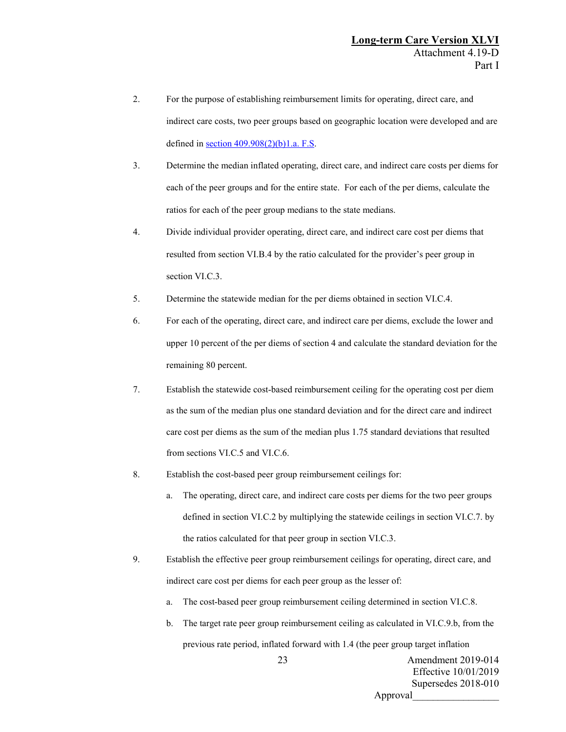2. For the purpose of establishing reimbursement limits for operating, direct care, and indirect care costs, two peer groups based on geographic location were developed and are defined in section 409.908(2)(b)1.a. F.S.

3. Determine the median inflated operating, direct care, and indirect care costs per diems for each of the peer groups and for the entire state. For each of the per diems, calculate the ratios for each of the peer group medians to the state medians.

4. Divide individual provider operating, direct care, and indirect care cost per diems that resulted from section VI.B.4 by the ratio calculated for the provider's peer group in section VI.C.3.

5. Determine the statewide median for the per diems obtained in section VI.C.4.

6. For each of the operating, direct care, and indirect care per diems, exclude the lower and upper 10 percent of the per diems of section 4 and calculate the standard deviation for the remaining 80 percent.

7. Establish the statewide cost-based reimbursement ceiling for the operating cost per diem as the sum of the median plus one standard deviation and for the direct care and indirect care cost per diems as the sum of the median plus 1.75 standard deviations that resulted from sections VI.C.5 and VI.C.6.

8. Establish the cost-based peer group reimbursement ceilings for:

   a. The operating, direct care, and indirect care costs per diems for the two peer groups defined in section VI.C.2 by multiplying the statewide ceilings in section VI.C.7. by the ratios calculated for that peer group in section VI.C.3.

9. Establish the effective peer group reimbursement ceilings for operating, direct care, and indirect care cost per diems for each peer group as the lesser of:

   a. The cost-based peer group reimbursement ceiling determined in section VI.C.8.

   b. The target rate peer group reimbursement ceiling as calculated in VI.C.9.b, from the previous rate period, inflated forward with 1.4 (the peer group target inflation

Amendment 2019-014
Effective 10/01/2019
Supersedes 2018-010
Approval_________________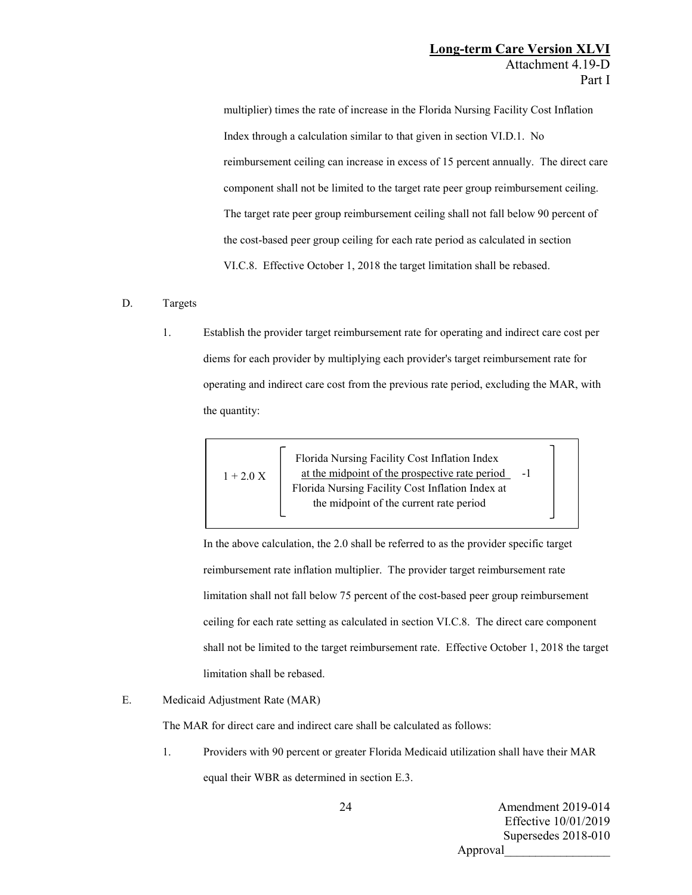multiplier) times the rate of increase in the Florida Nursing Facility Cost Inflation Index through a calculation similar to that given in section VI.D.1. No reimbursement ceiling can increase in excess of 15 percent annually. The direct care component shall not be limited to the target rate peer group reimbursement ceiling. The target rate peer group reimbursement ceiling shall not fall below 90 percent of the cost-based peer group ceiling for each rate period as calculated in section VI.C.8. Effective October 1, 2018 the target limitation shall be rebased.

D. Targets

1. Establish the provider target reimbursement rate for operating and indirect care cost per diems for each provider by multiplying each provider's target reimbursement rate for operating and indirect care cost from the previous rate period, excluding the MAR, with the quantity:

$$1 + 2.0 \times \left[ \frac{\text{Florida Nursing Facility Cost Inflation Index at the midpoint of the prospective rate period}}{\text{Florida Nursing Facility Cost Inflation Index at the midpoint of the current rate period}} - 1 \right]$$

In the above calculation, the 2.0 shall be referred to as the provider specific target reimbursement rate inflation multiplier. The provider target reimbursement rate limitation shall not fall below 75 percent of the cost-based peer group reimbursement ceiling for each rate setting as calculated in section VI.C.8. The direct care component shall not be limited to the target reimbursement rate. Effective October 1, 2018 the target limitation shall be rebased.

E. Medicaid Adjustment Rate (MAR)

The MAR for direct care and indirect care shall be calculated as follows:

1. Providers with 90 percent or greater Florida Medicaid utilization shall have their MAR equal their WBR as determined in section E.3.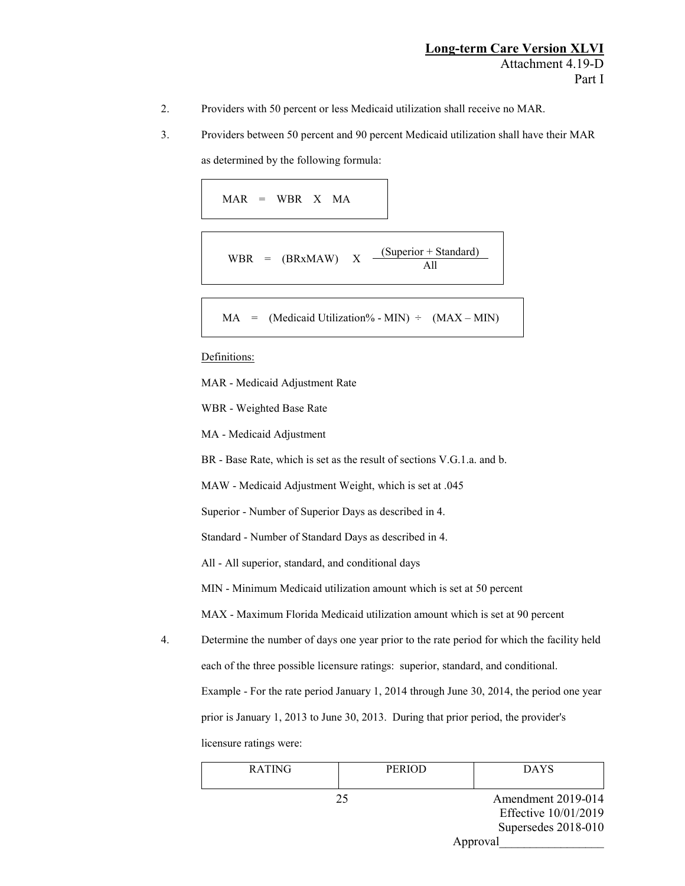2. Providers with 50 percent or less Medicaid utilization shall receive no MAR.

3. Providers between 50 percent and 90 percent Medicaid utilization shall have their MAR as determined by the following formula:

$$MAR = WBR \times MA$$

$$WBR = (BR \times MAW) \times \frac{(Superior + Standard)}{All}$$

$$MA = (Medicaid\ Utilization\% - MIN) \div (MAX - MIN)$$

Definitions:

MAR - Medicaid Adjustment Rate

WBR - Weighted Base Rate

MA - Medicaid Adjustment

BR - Base Rate, which is set as the result of sections V.G.1.a. and b.

MAW - Medicaid Adjustment Weight, which is set at .045

Superior - Number of Superior Days as described in 4.

Standard - Number of Standard Days as described in 4.

All - All superior, standard, and conditional days

MIN - Minimum Medicaid utilization amount which is set at 50 percent

MAX - Maximum Florida Medicaid utilization amount which is set at 90 percent

4. Determine the number of days one year prior to the rate period for which the facility held each of the three possible licensure ratings: superior, standard, and conditional. Example - For the rate period January 1, 2014 through June 30, 2014, the period one year prior is January 1, 2013 to June 30, 2013. During that prior period, the provider's licensure ratings were:

| RATING | PERIOD | DAYS |
|---|---|---|

Amendment 2019-014
Effective 10/01/2019
Supersedes 2018-010
Approval_________________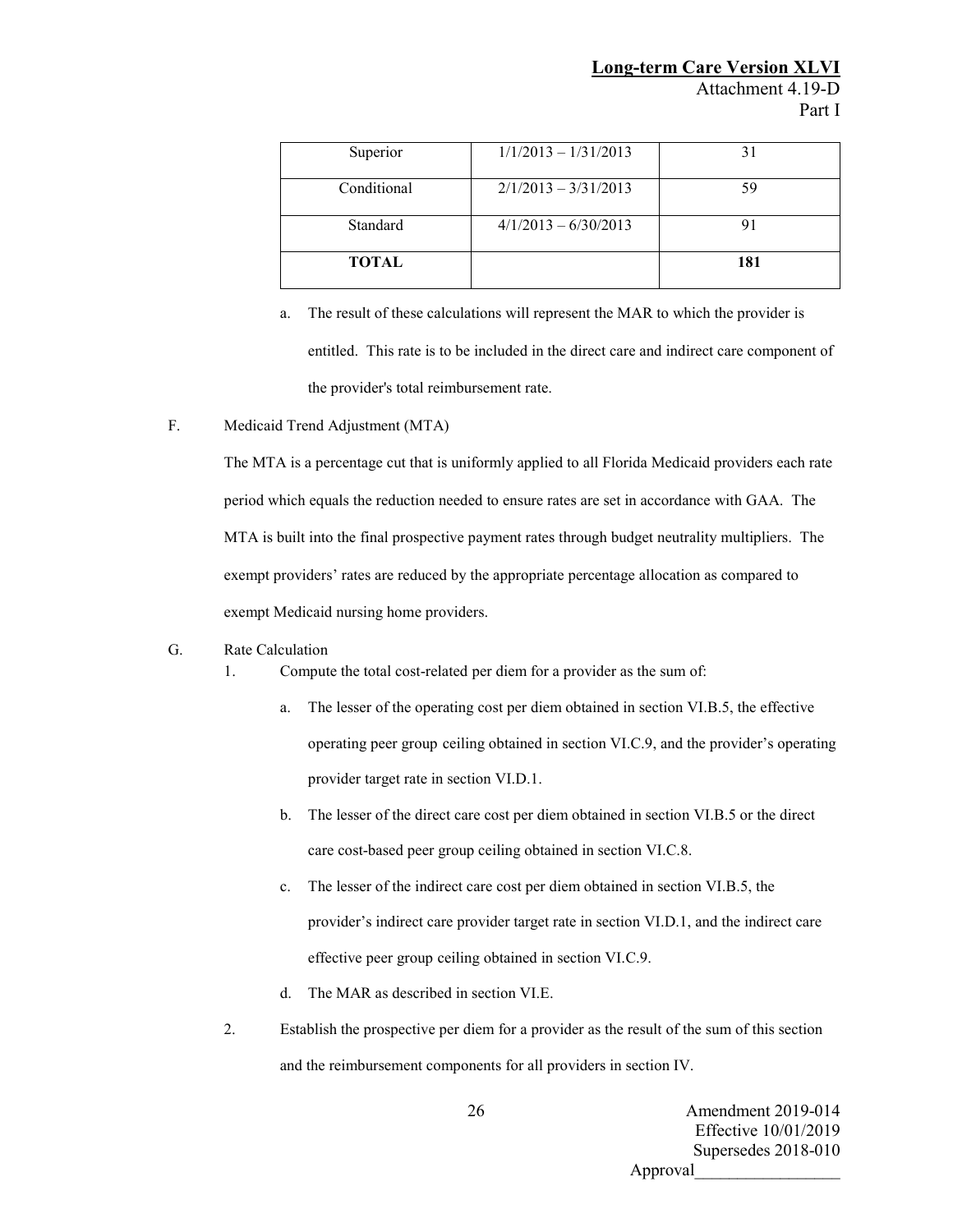| Superior | 1/1/2013 – 1/31/2013 | 31 |
|---|---|---|
| Conditional | 2/1/2013 – 3/31/2013 | 59 |
| Standard | 4/1/2013 – 6/30/2013 | 91 |
| **TOTAL** | | **181** |

a. The result of these calculations will represent the MAR to which the provider is entitled. This rate is to be included in the direct care and indirect care component of the provider's total reimbursement rate.

F. Medicaid Trend Adjustment (MTA)

The MTA is a percentage cut that is uniformly applied to all Florida Medicaid providers each rate period which equals the reduction needed to ensure rates are set in accordance with GAA. The MTA is built into the final prospective payment rates through budget neutrality multipliers. The exempt providers' rates are reduced by the appropriate percentage allocation as compared to exempt Medicaid nursing home providers.

G. Rate Calculation

1. Compute the total cost-related per diem for a provider as the sum of:

   a. The lesser of the operating cost per diem obtained in section VI.B.5, the effective operating peer group ceiling obtained in section VI.C.9, and the provider's operating provider target rate in section VI.D.1.

   b. The lesser of the direct care cost per diem obtained in section VI.B.5 or the direct care cost-based peer group ceiling obtained in section VI.C.8.

   c. The lesser of the indirect care cost per diem obtained in section VI.B.5, the provider's indirect care provider target rate in section VI.D.1, and the indirect care effective peer group ceiling obtained in section VI.C.9.

   d. The MAR as described in section VI.E.

2. Establish the prospective per diem for a provider as the result of the sum of this section and the reimbursement components for all providers in section IV.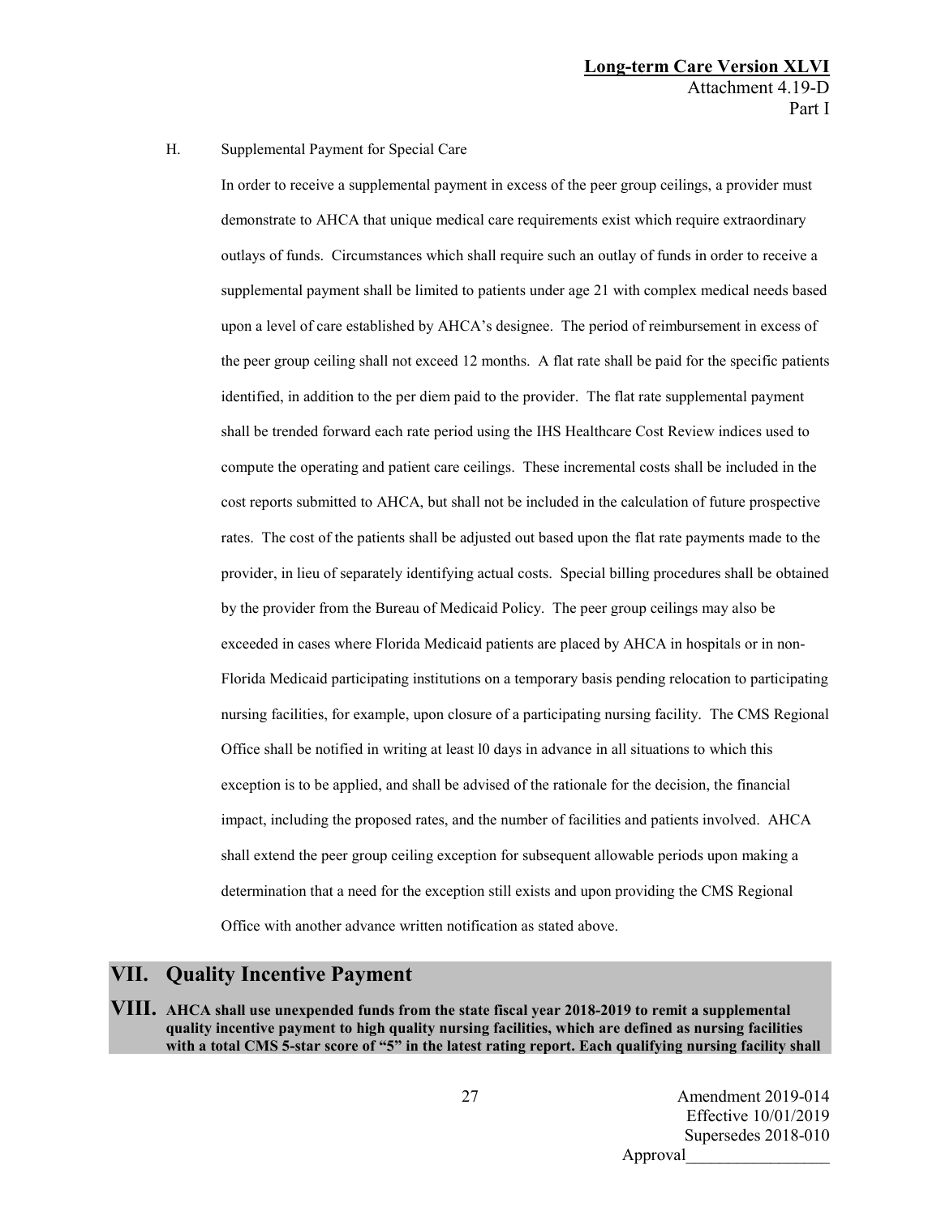H. Supplemental Payment for Special Care

In order to receive a supplemental payment in excess of the peer group ceilings, a provider must demonstrate to AHCA that unique medical care requirements exist which require extraordinary outlays of funds. Circumstances which shall require such an outlay of funds in order to receive a supplemental payment shall be limited to patients under age 21 with complex medical needs based upon a level of care established by AHCA's designee. The period of reimbursement in excess of the peer group ceiling shall not exceed 12 months. A flat rate shall be paid for the specific patients identified, in addition to the per diem paid to the provider. The flat rate supplemental payment shall be trended forward each rate period using the IHS Healthcare Cost Review indices used to compute the operating and patient care ceilings. These incremental costs shall be included in the cost reports submitted to AHCA, but shall not be included in the calculation of future prospective rates. The cost of the patients shall be adjusted out based upon the flat rate payments made to the provider, in lieu of separately identifying actual costs. Special billing procedures shall be obtained by the provider from the Bureau of Medicaid Policy. The peer group ceilings may also be exceeded in cases where Florida Medicaid patients are placed by AHCA in hospitals or in non-Florida Medicaid participating institutions on a temporary basis pending relocation to participating nursing facilities, for example, upon closure of a participating nursing facility. The CMS Regional Office shall be notified in writing at least l0 days in advance in all situations to which this exception is to be applied, and shall be advised of the rationale for the decision, the financial impact, including the proposed rates, and the number of facilities and patients involved. AHCA shall extend the peer group ceiling exception for subsequent allowable periods upon making a determination that a need for the exception still exists and upon providing the CMS Regional Office with another advance written notification as stated above.

## VII. Quality Incentive Payment

## VIII. **AHCA shall use unexpended funds from the state fiscal year 2018-2019 to remit a supplemental quality incentive payment to high quality nursing facilities, which are defined as nursing facilities with a total CMS 5-star score of "5" in the latest rating report. Each qualifying nursing facility shall**

Amendment 2019-014
Effective 10/01/2019
Supersedes 2018-010
Approval________________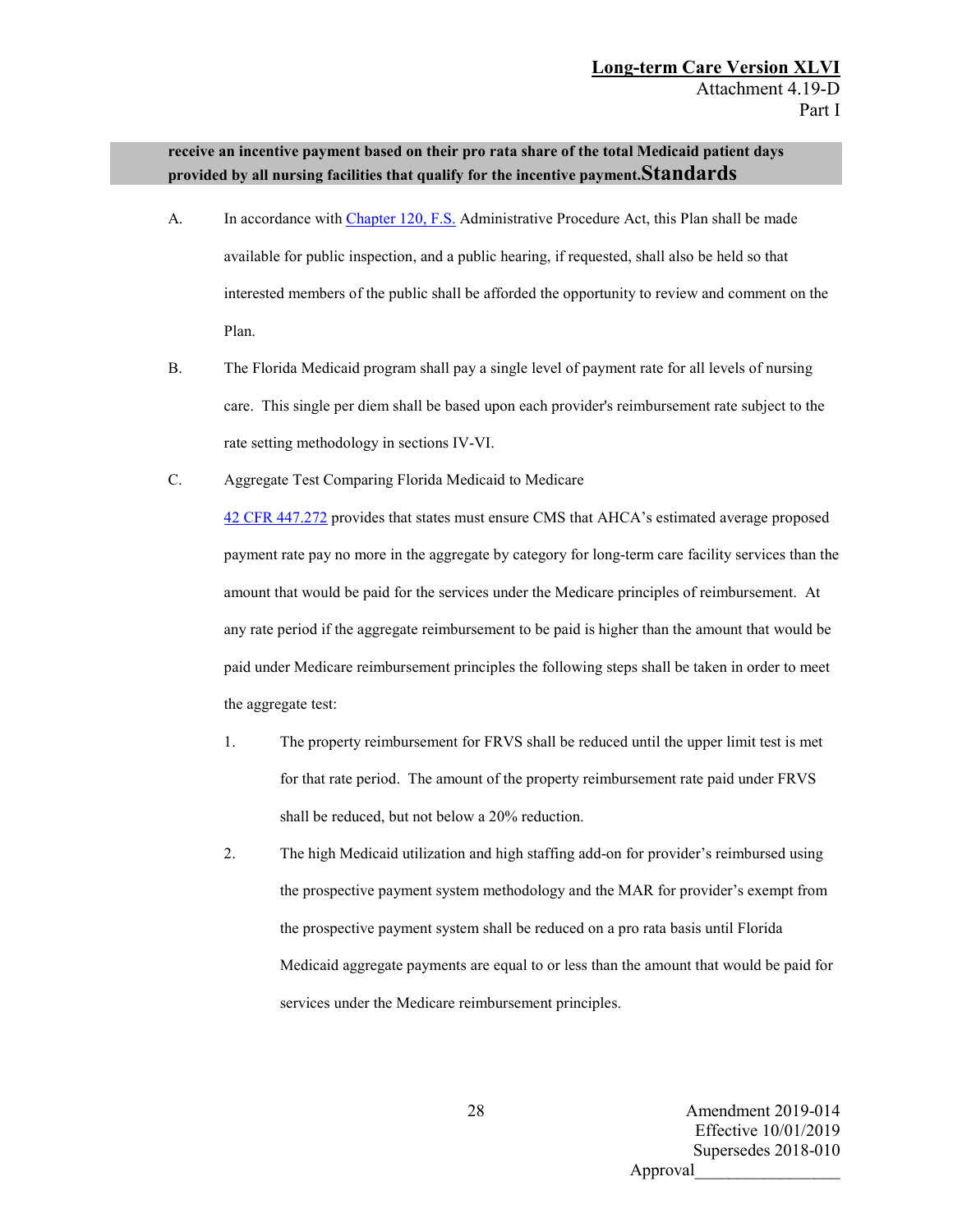**receive an incentive payment based on their pro rata share of the total Medicaid patient days provided by all nursing facilities that qualify for the incentive payment.Standards**

A. In accordance with Chapter 120, F.S. Administrative Procedure Act, this Plan shall be made available for public inspection, and a public hearing, if requested, shall also be held so that interested members of the public shall be afforded the opportunity to review and comment on the Plan.

B. The Florida Medicaid program shall pay a single level of payment rate for all levels of nursing care. This single per diem shall be based upon each provider's reimbursement rate subject to the rate setting methodology in sections IV-VI.

C. Aggregate Test Comparing Florida Medicaid to Medicare

42 CFR 447.272 provides that states must ensure CMS that AHCA's estimated average proposed payment rate pay no more in the aggregate by category for long-term care facility services than the amount that would be paid for the services under the Medicare principles of reimbursement. At any rate period if the aggregate reimbursement to be paid is higher than the amount that would be paid under Medicare reimbursement principles the following steps shall be taken in order to meet the aggregate test:

1. The property reimbursement for FRVS shall be reduced until the upper limit test is met for that rate period. The amount of the property reimbursement rate paid under FRVS shall be reduced, but not below a 20% reduction.

2. The high Medicaid utilization and high staffing add-on for provider's reimbursed using the prospective payment system methodology and the MAR for provider's exempt from the prospective payment system shall be reduced on a pro rata basis until Florida Medicaid aggregate payments are equal to or less than the amount that would be paid for services under the Medicare reimbursement principles.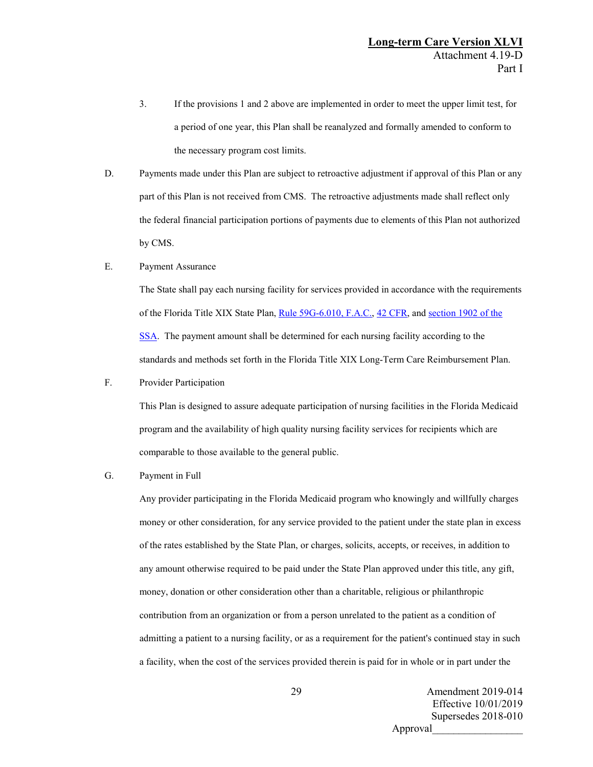3. If the provisions 1 and 2 above are implemented in order to meet the upper limit test, for a period of one year, this Plan shall be reanalyzed and formally amended to conform to the necessary program cost limits.

D. Payments made under this Plan are subject to retroactive adjustment if approval of this Plan or any part of this Plan is not received from CMS. The retroactive adjustments made shall reflect only the federal financial participation portions of payments due to elements of this Plan not authorized by CMS.

E. Payment Assurance

The State shall pay each nursing facility for services provided in accordance with the requirements of the Florida Title XIX State Plan, Rule 59G-6.010, F.A.C., 42 CFR, and section 1902 of the SSA. The payment amount shall be determined for each nursing facility according to the standards and methods set forth in the Florida Title XIX Long-Term Care Reimbursement Plan.

F. Provider Participation

This Plan is designed to assure adequate participation of nursing facilities in the Florida Medicaid program and the availability of high quality nursing facility services for recipients which are comparable to those available to the general public.

G. Payment in Full

Any provider participating in the Florida Medicaid program who knowingly and willfully charges money or other consideration, for any service provided to the patient under the state plan in excess of the rates established by the State Plan, or charges, solicits, accepts, or receives, in addition to any amount otherwise required to be paid under the State Plan approved under this title, any gift, money, donation or other consideration other than a charitable, religious or philanthropic contribution from an organization or from a person unrelated to the patient as a condition of admitting a patient to a nursing facility, or as a requirement for the patient's continued stay in such a facility, when the cost of the services provided therein is paid for in whole or in part under the

Amendment 2019-014
Effective 10/01/2019
Supersedes 2018-010
Approval________________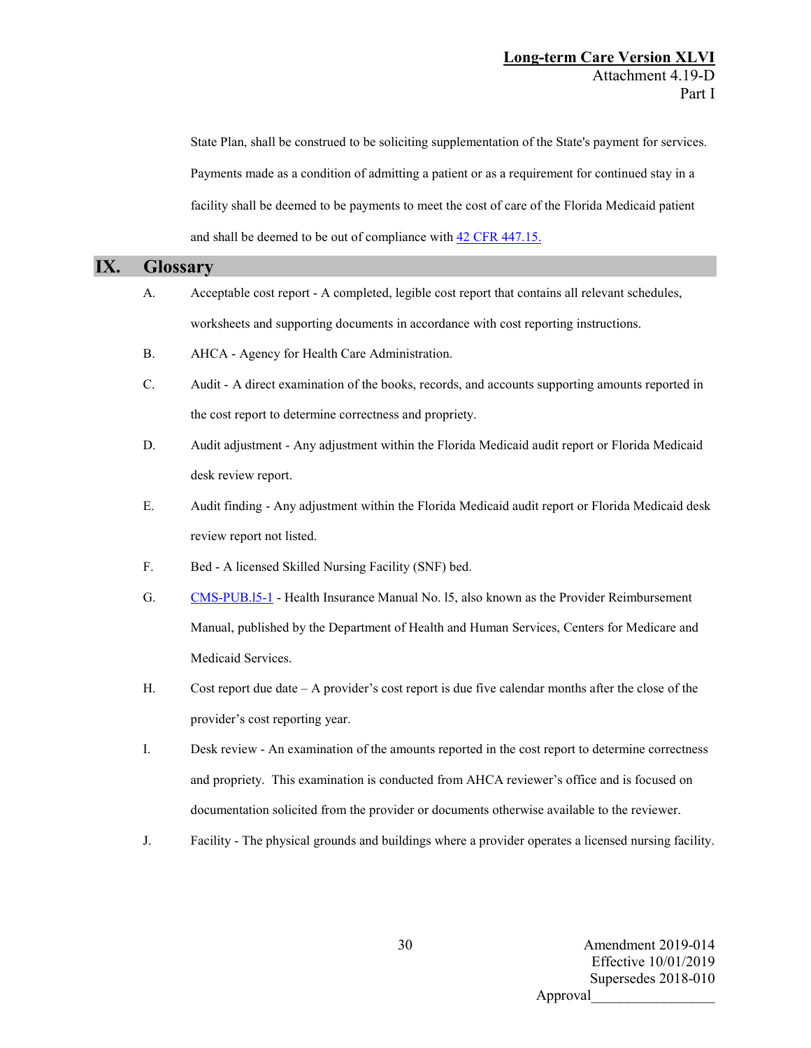State Plan, shall be construed to be soliciting supplementation of the State's payment for services. Payments made as a condition of admitting a patient or as a requirement for continued stay in a facility shall be deemed to be payments to meet the cost of care of the Florida Medicaid patient and shall be deemed to be out of compliance with 42 CFR 447.15.

## IX. Glossary

A. Acceptable cost report - A completed, legible cost report that contains all relevant schedules, worksheets and supporting documents in accordance with cost reporting instructions.

B. AHCA - Agency for Health Care Administration.

C. Audit - A direct examination of the books, records, and accounts supporting amounts reported in the cost report to determine correctness and propriety.

D. Audit adjustment - Any adjustment within the Florida Medicaid audit report or Florida Medicaid desk review report.

E. Audit finding - Any adjustment within the Florida Medicaid audit report or Florida Medicaid desk review report not listed.

F. Bed - A licensed Skilled Nursing Facility (SNF) bed.

G. CMS-PUB.l5-1 - Health Insurance Manual No. l5, also known as the Provider Reimbursement Manual, published by the Department of Health and Human Services, Centers for Medicare and Medicaid Services.

H. Cost report due date – A provider's cost report is due five calendar months after the close of the provider's cost reporting year.

I. Desk review - An examination of the amounts reported in the cost report to determine correctness and propriety. This examination is conducted from AHCA reviewer's office and is focused on documentation solicited from the provider or documents otherwise available to the reviewer.

J. Facility - The physical grounds and buildings where a provider operates a licensed nursing facility.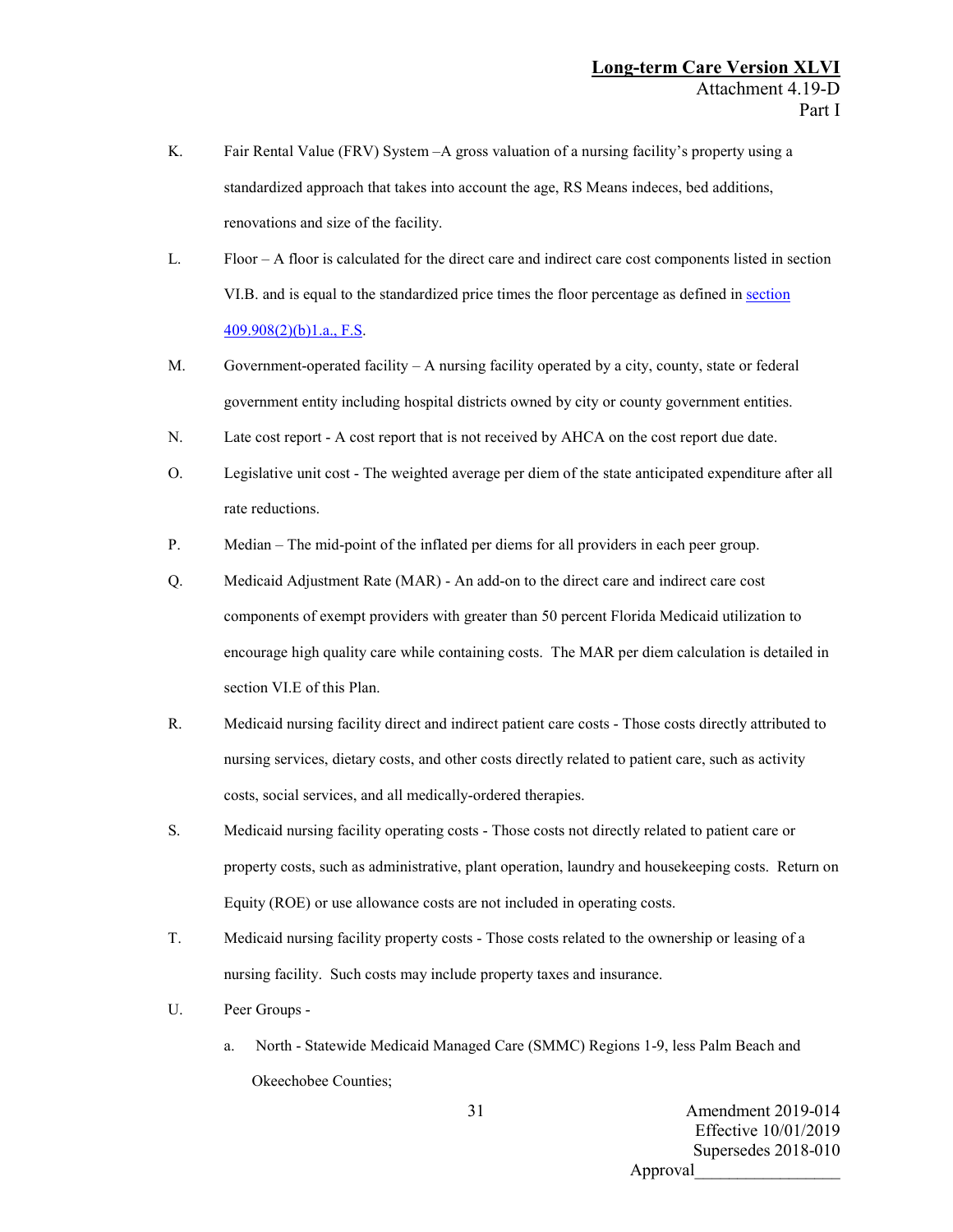K. Fair Rental Value (FRV) System –A gross valuation of a nursing facility's property using a standardized approach that takes into account the age, RS Means indeces, bed additions, renovations and size of the facility.

L. Floor – A floor is calculated for the direct care and indirect care cost components listed in section VI.B. and is equal to the standardized price times the floor percentage as defined in section 409.908(2)(b)1.a., F.S.

M. Government-operated facility – A nursing facility operated by a city, county, state or federal government entity including hospital districts owned by city or county government entities.

N. Late cost report - A cost report that is not received by AHCA on the cost report due date.

O. Legislative unit cost - The weighted average per diem of the state anticipated expenditure after all rate reductions.

P. Median – The mid-point of the inflated per diems for all providers in each peer group.

Q. Medicaid Adjustment Rate (MAR) - An add-on to the direct care and indirect care cost components of exempt providers with greater than 50 percent Florida Medicaid utilization to encourage high quality care while containing costs. The MAR per diem calculation is detailed in section VI.E of this Plan.

R. Medicaid nursing facility direct and indirect patient care costs - Those costs directly attributed to nursing services, dietary costs, and other costs directly related to patient care, such as activity costs, social services, and all medically-ordered therapies.

S. Medicaid nursing facility operating costs - Those costs not directly related to patient care or property costs, such as administrative, plant operation, laundry and housekeeping costs. Return on Equity (ROE) or use allowance costs are not included in operating costs.

T. Medicaid nursing facility property costs - Those costs related to the ownership or leasing of a nursing facility. Such costs may include property taxes and insurance.

U. Peer Groups -

   a. North - Statewide Medicaid Managed Care (SMMC) Regions 1-9, less Palm Beach and Okeechobee Counties;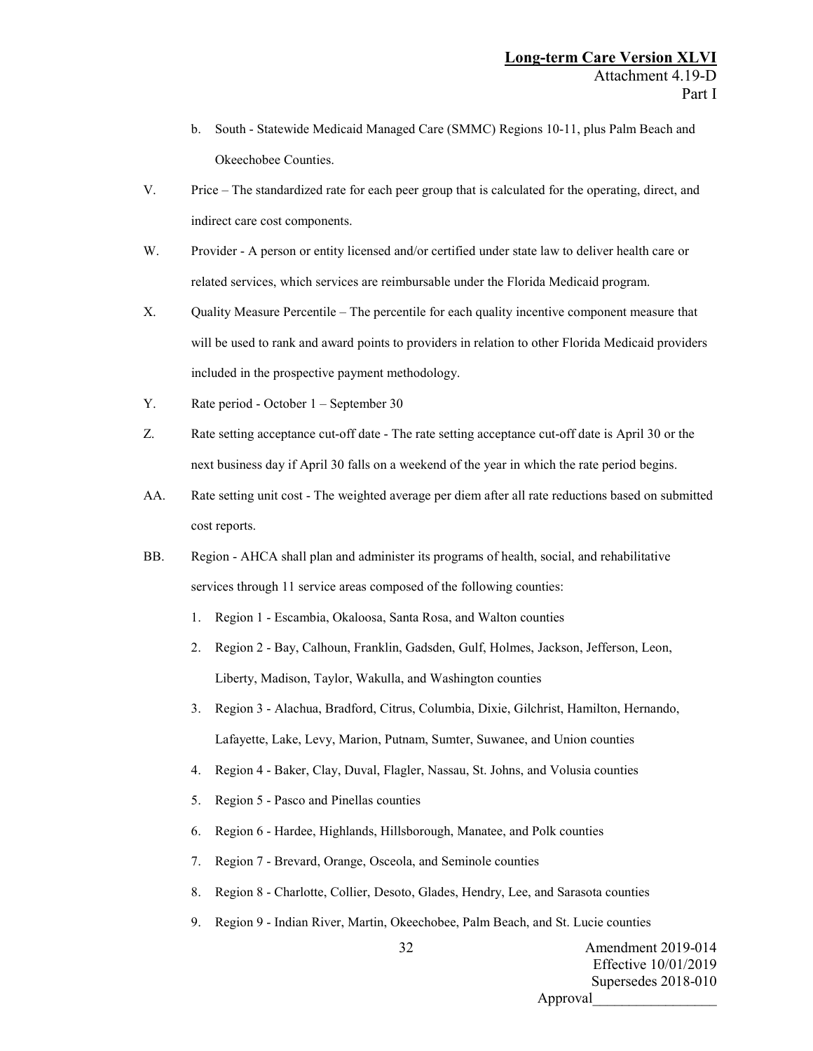b. South - Statewide Medicaid Managed Care (SMMC) Regions 10-11, plus Palm Beach and Okeechobee Counties.

V. Price – The standardized rate for each peer group that is calculated for the operating, direct, and indirect care cost components.

W. Provider - A person or entity licensed and/or certified under state law to deliver health care or related services, which services are reimbursable under the Florida Medicaid program.

X. Quality Measure Percentile – The percentile for each quality incentive component measure that will be used to rank and award points to providers in relation to other Florida Medicaid providers included in the prospective payment methodology.

Y. Rate period - October 1 – September 30

Z. Rate setting acceptance cut-off date - The rate setting acceptance cut-off date is April 30 or the next business day if April 30 falls on a weekend of the year in which the rate period begins.

AA. Rate setting unit cost - The weighted average per diem after all rate reductions based on submitted cost reports.

BB. Region - AHCA shall plan and administer its programs of health, social, and rehabilitative services through 11 service areas composed of the following counties:

1. Region 1 - Escambia, Okaloosa, Santa Rosa, and Walton counties
2. Region 2 - Bay, Calhoun, Franklin, Gadsden, Gulf, Holmes, Jackson, Jefferson, Leon, Liberty, Madison, Taylor, Wakulla, and Washington counties
3. Region 3 - Alachua, Bradford, Citrus, Columbia, Dixie, Gilchrist, Hamilton, Hernando, Lafayette, Lake, Levy, Marion, Putnam, Sumter, Suwanee, and Union counties
4. Region 4 - Baker, Clay, Duval, Flagler, Nassau, St. Johns, and Volusia counties
5. Region 5 - Pasco and Pinellas counties
6. Region 6 - Hardee, Highlands, Hillsborough, Manatee, and Polk counties
7. Region 7 - Brevard, Orange, Osceola, and Seminole counties
8. Region 8 - Charlotte, Collier, Desoto, Glades, Hendry, Lee, and Sarasota counties
9. Region 9 - Indian River, Martin, Okeechobee, Palm Beach, and St. Lucie counties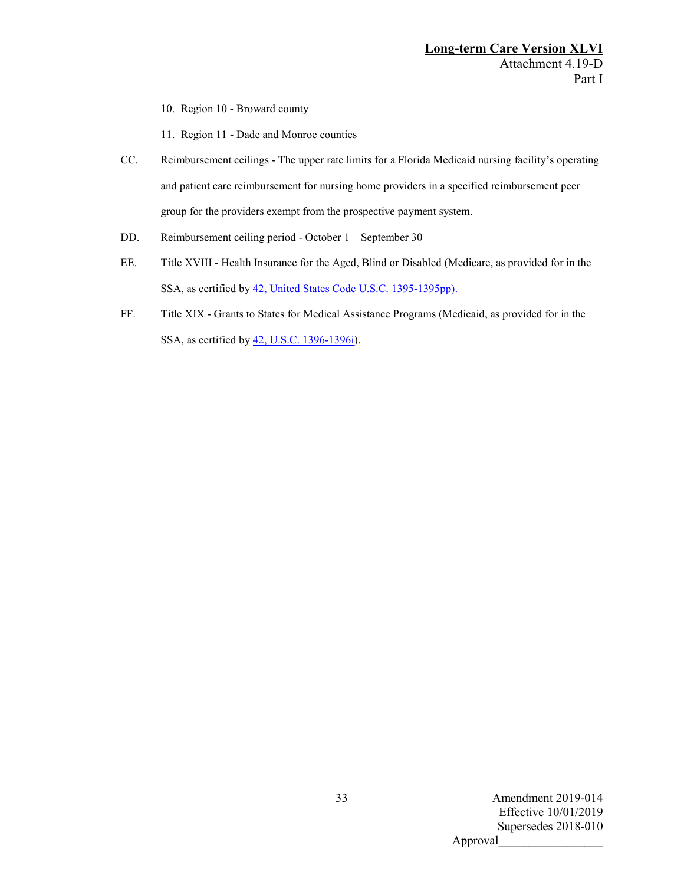10. Region 10 - Broward county

11. Region 11 - Dade and Monroe counties

CC. Reimbursement ceilings - The upper rate limits for a Florida Medicaid nursing facility's operating and patient care reimbursement for nursing home providers in a specified reimbursement peer group for the providers exempt from the prospective payment system.

DD. Reimbursement ceiling period - October 1 – September 30

EE. Title XVIII - Health Insurance for the Aged, Blind or Disabled (Medicare, as provided for in the SSA, as certified by 42, United States Code U.S.C. 1395-1395pp).

FF. Title XIX - Grants to States for Medical Assistance Programs (Medicaid, as provided for in the SSA, as certified by 42, U.S.C. 1396-1396i).

Amendment 2019-014
Effective 10/01/2019
Supersedes 2018-010
Approval________________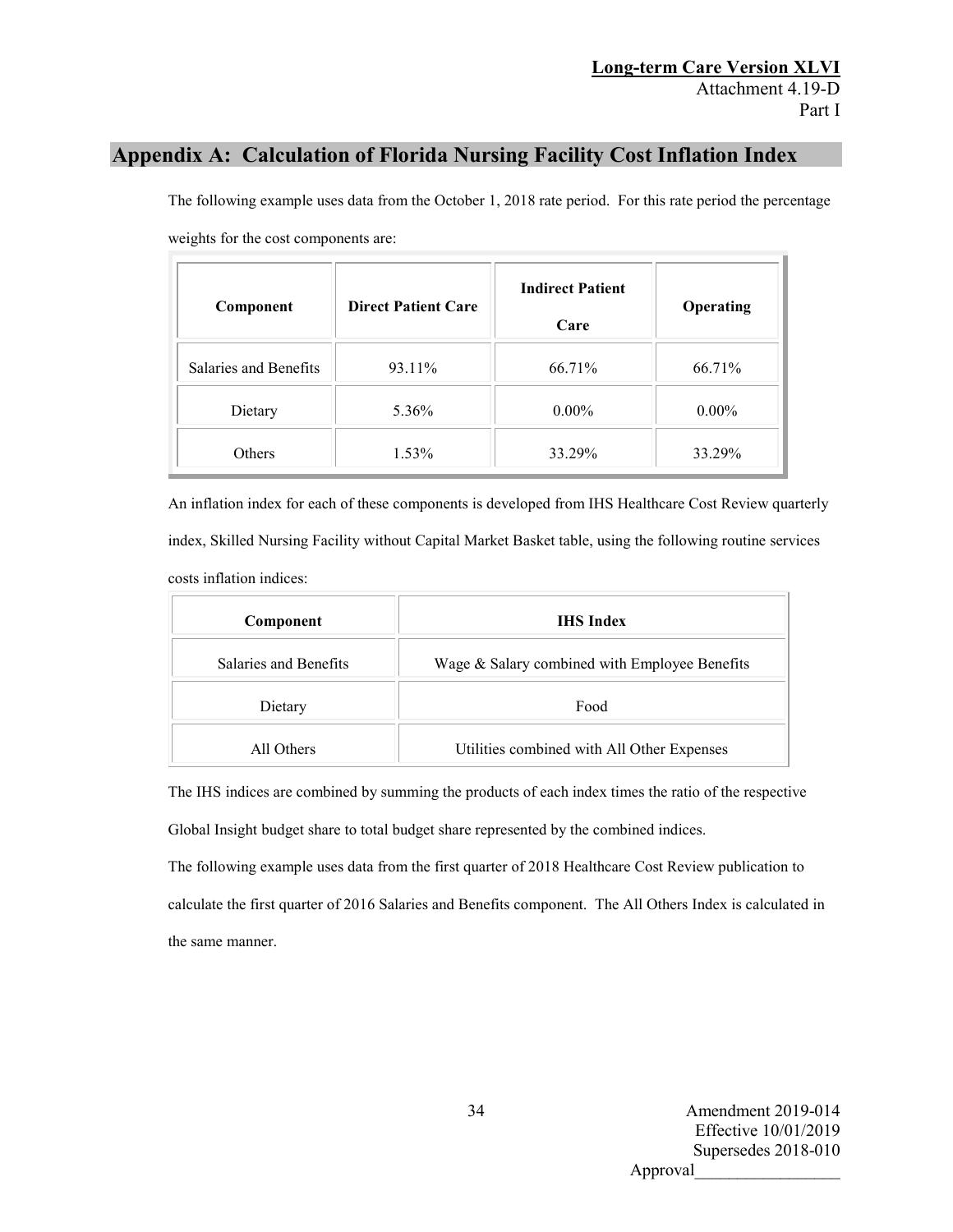## Appendix A: Calculation of Florida Nursing Facility Cost Inflation Index

The following example uses data from the October 1, 2018 rate period. For this rate period the percentage weights for the cost components are:

| Component | Direct Patient Care | Indirect Patient Care | Operating |
|---|---|---|---|
| Salaries and Benefits | 93.11% | 66.71% | 66.71% |
| Dietary | 5.36% | 0.00% | 0.00% |
| Others | 1.53% | 33.29% | 33.29% |

An inflation index for each of these components is developed from IHS Healthcare Cost Review quarterly index, Skilled Nursing Facility without Capital Market Basket table, using the following routine services costs inflation indices:

| Component | IHS Index |
|---|---|
| Salaries and Benefits | Wage & Salary combined with Employee Benefits |
| Dietary | Food |
| All Others | Utilities combined with All Other Expenses |

The IHS indices are combined by summing the products of each index times the ratio of the respective Global Insight budget share to total budget share represented by the combined indices.

The following example uses data from the first quarter of 2018 Healthcare Cost Review publication to calculate the first quarter of 2016 Salaries and Benefits component. The All Others Index is calculated in the same manner.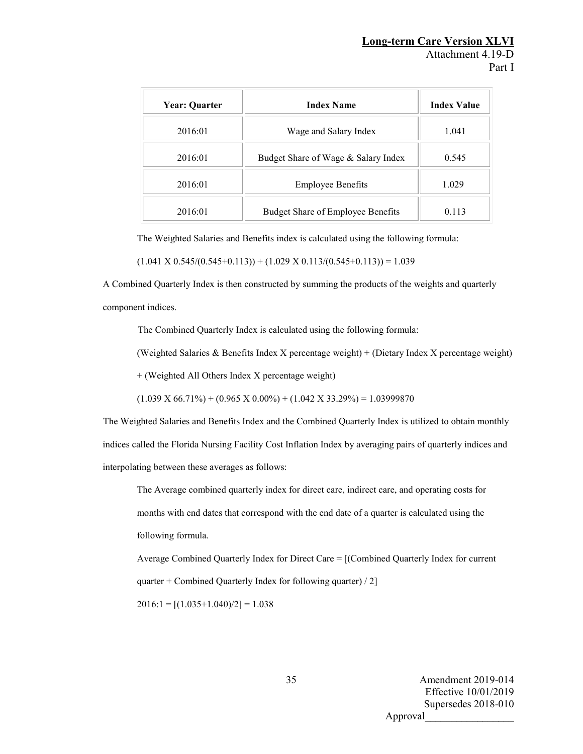| Year: Quarter | Index Name | Index Value |
|---|---|---|
| 2016:01 | Wage and Salary Index | 1.041 |
| 2016:01 | Budget Share of Wage & Salary Index | 0.545 |
| 2016:01 | Employee Benefits | 1.029 |
| 2016:01 | Budget Share of Employee Benefits | 0.113 |

The Weighted Salaries and Benefits index is calculated using the following formula:

(1.041 X 0.545/(0.545+0.113)) + (1.029 X 0.113/(0.545+0.113)) = 1.039

A Combined Quarterly Index is then constructed by summing the products of the weights and quarterly component indices.

The Combined Quarterly Index is calculated using the following formula:

(Weighted Salaries & Benefits Index X percentage weight) + (Dietary Index X percentage weight) + (Weighted All Others Index X percentage weight)

(1.039 X 66.71%) + (0.965 X 0.00%) + (1.042 X 33.29%) = 1.03999870

The Weighted Salaries and Benefits Index and the Combined Quarterly Index is utilized to obtain monthly indices called the Florida Nursing Facility Cost Inflation Index by averaging pairs of quarterly indices and interpolating between these averages as follows:

The Average combined quarterly index for direct care, indirect care, and operating costs for months with end dates that correspond with the end date of a quarter is calculated using the following formula.

Average Combined Quarterly Index for Direct Care = [(Combined Quarterly Index for current quarter + Combined Quarterly Index for following quarter) / 2]

2016:1 = [(1.035+1.040)/2] = 1.038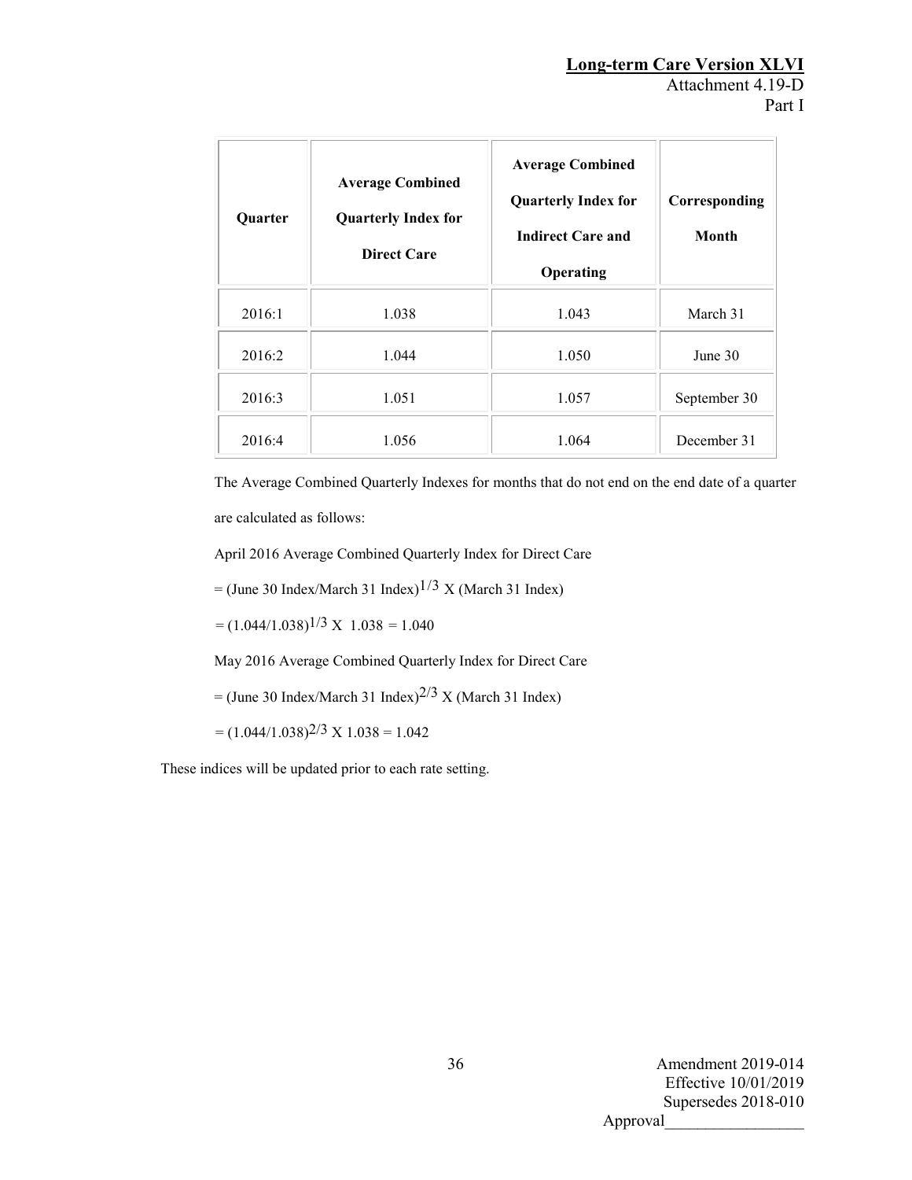| Quarter | Average Combined Quarterly Index for Direct Care | Average Combined Quarterly Index for Indirect Care and Operating | Corresponding Month |
|---|---|---|---|
| 2016:1 | 1.038 | 1.043 | March 31 |
| 2016:2 | 1.044 | 1.050 | June 30 |
| 2016:3 | 1.051 | 1.057 | September 30 |
| 2016:4 | 1.056 | 1.064 | December 31 |

The Average Combined Quarterly Indexes for months that do not end on the end date of a quarter are calculated as follows:

April 2016 Average Combined Quarterly Index for Direct Care

$= (\text{June 30 Index}/\text{March 31 Index})^{1/3} \times (\text{March 31 Index})$

$= (1.044/1.038)^{1/3} \times 1.038 = 1.040$

May 2016 Average Combined Quarterly Index for Direct Care

$= (\text{June 30 Index}/\text{March 31 Index})^{2/3} \times (\text{March 31 Index})$

$= (1.044/1.038)^{2/3} \times 1.038 = 1.042$

These indices will be updated prior to each rate setting.

Amendment 2019-014
Effective 10/01/2019
Supersedes 2018-010
Approval________________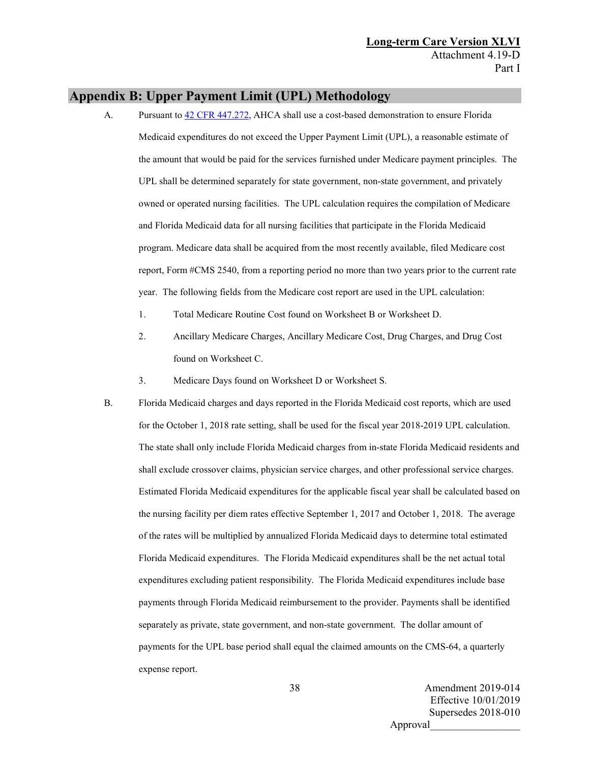## Appendix B: Upper Payment Limit (UPL) Methodology

A. Pursuant to [42 CFR 447.272](), AHCA shall use a cost-based demonstration to ensure Florida Medicaid expenditures do not exceed the Upper Payment Limit (UPL), a reasonable estimate of the amount that would be paid for the services furnished under Medicare payment principles. The UPL shall be determined separately for state government, non-state government, and privately owned or operated nursing facilities. The UPL calculation requires the compilation of Medicare and Florida Medicaid data for all nursing facilities that participate in the Florida Medicaid program. Medicare data shall be acquired from the most recently available, filed Medicare cost report, Form #CMS 2540, from a reporting period no more than two years prior to the current rate year. The following fields from the Medicare cost report are used in the UPL calculation:

1. Total Medicare Routine Cost found on Worksheet B or Worksheet D.
2. Ancillary Medicare Charges, Ancillary Medicare Cost, Drug Charges, and Drug Cost found on Worksheet C.
3. Medicare Days found on Worksheet D or Worksheet S.

B. Florida Medicaid charges and days reported in the Florida Medicaid cost reports, which are used for the October 1, 2018 rate setting, shall be used for the fiscal year 2018-2019 UPL calculation. The state shall only include Florida Medicaid charges from in-state Florida Medicaid residents and shall exclude crossover claims, physician service charges, and other professional service charges. Estimated Florida Medicaid expenditures for the applicable fiscal year shall be calculated based on the nursing facility per diem rates effective September 1, 2017 and October 1, 2018. The average of the rates will be multiplied by annualized Florida Medicaid days to determine total estimated Florida Medicaid expenditures. The Florida Medicaid expenditures shall be the net actual total expenditures excluding patient responsibility. The Florida Medicaid expenditures include base payments through Florida Medicaid reimbursement to the provider. Payments shall be identified separately as private, state government, and non-state government. The dollar amount of payments for the UPL base period shall equal the claimed amounts on the CMS-64, a quarterly expense report.

Amendment 2019-014
Effective 10/01/2019
Supersedes 2018-010
Approval________________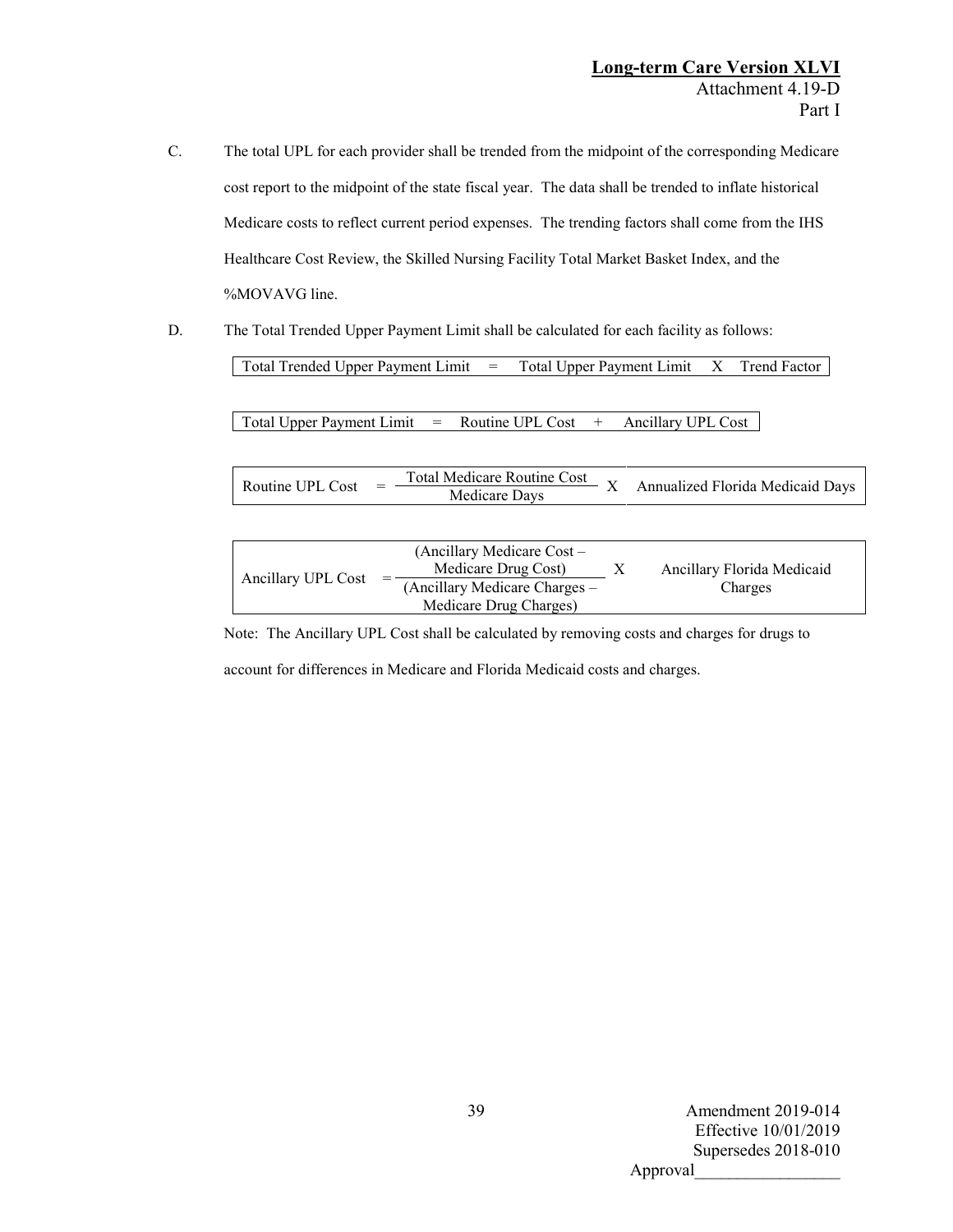C. The total UPL for each provider shall be trended from the midpoint of the corresponding Medicare cost report to the midpoint of the state fiscal year. The data shall be trended to inflate historical Medicare costs to reflect current period expenses. The trending factors shall come from the IHS Healthcare Cost Review, the Skilled Nursing Facility Total Market Basket Index, and the %MOVAVG line.

D. The Total Trended Upper Payment Limit shall be calculated for each facility as follows:

$$\text{Total Trended Upper Payment Limit} = \text{Total Upper Payment Limit} \times \text{Trend Factor}$$

$$\text{Total Upper Payment Limit} = \text{Routine UPL Cost} + \text{Ancillary UPL Cost}$$

$$\text{Routine UPL Cost} = \frac{\text{Total Medicare Routine Cost}}{\text{Medicare Days}} \times \text{Annualized Florida Medicaid Days}$$

$$\text{Ancillary UPL Cost} = \frac{(\text{Ancillary Medicare Cost} - \text{Medicare Drug Cost})}{(\text{Ancillary Medicare Charges} - \text{Medicare Drug Charges})} \times \text{Ancillary Florida Medicaid Charges}$$

Note: The Ancillary UPL Cost shall be calculated by removing costs and charges for drugs to account for differences in Medicare and Florida Medicaid costs and charges.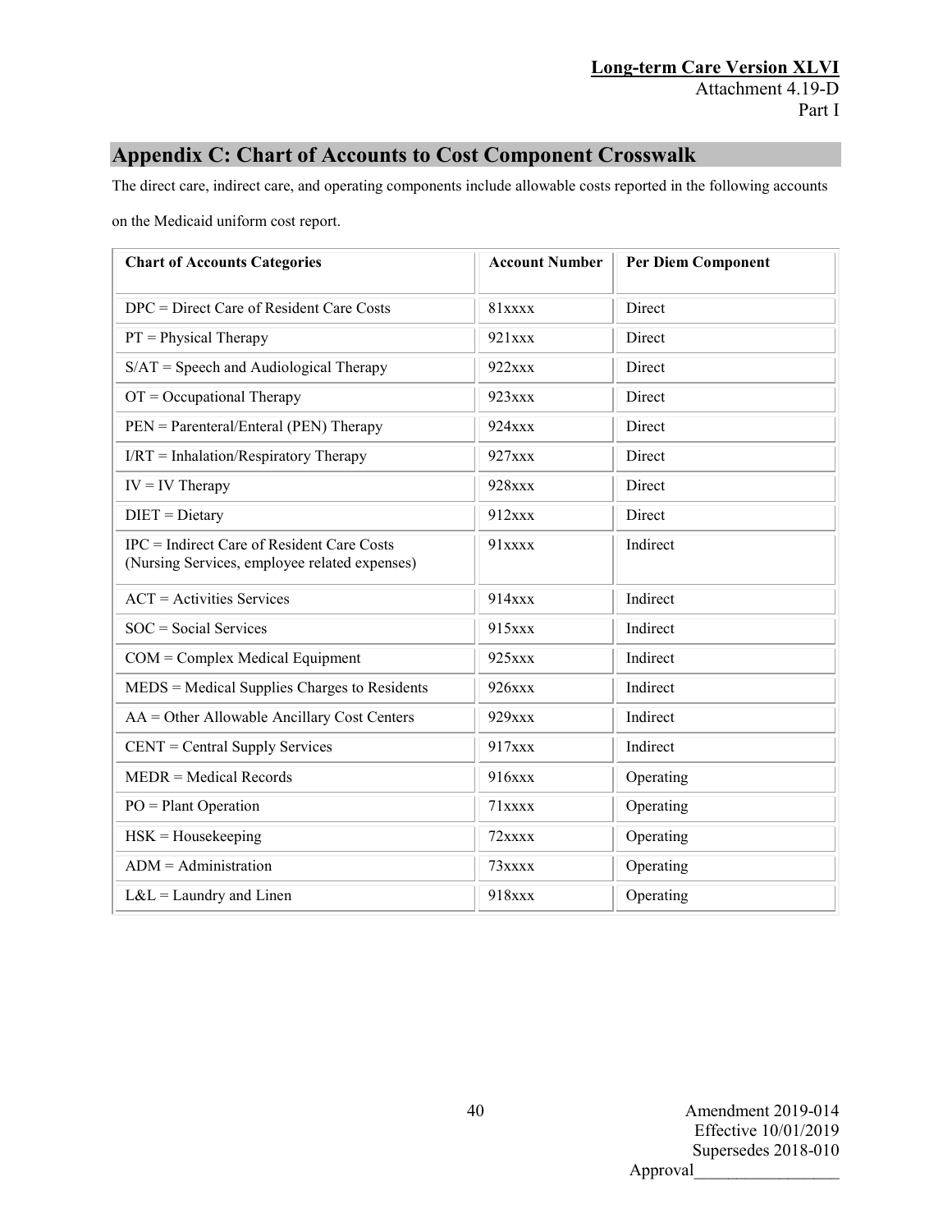## Appendix C: Chart of Accounts to Cost Component Crosswalk

The direct care, indirect care, and operating components include allowable costs reported in the following accounts on the Medicaid uniform cost report.

| Chart of Accounts Categories | Account Number | Per Diem Component |
|---|---|---|
| DPC = Direct Care of Resident Care Costs | 81xxxx | Direct |
| PT = Physical Therapy | 921xxx | Direct |
| S/AT = Speech and Audiological Therapy | 922xxx | Direct |
| OT = Occupational Therapy | 923xxx | Direct |
| PEN = Parenteral/Enteral (PEN) Therapy | 924xxx | Direct |
| I/RT = Inhalation/Respiratory Therapy | 927xxx | Direct |
| IV = IV Therapy | 928xxx | Direct |
| DIET = Dietary | 912xxx | Direct |
| IPC = Indirect Care of Resident Care Costs (Nursing Services, employee related expenses) | 91xxxx | Indirect |
| ACT = Activities Services | 914xxx | Indirect |
| SOC = Social Services | 915xxx | Indirect |
| COM = Complex Medical Equipment | 925xxx | Indirect |
| MEDS = Medical Supplies Charges to Residents | 926xxx | Indirect |
| AA = Other Allowable Ancillary Cost Centers | 929xxx | Indirect |
| CENT = Central Supply Services | 917xxx | Indirect |
| MEDR = Medical Records | 916xxx | Operating |
| PO = Plant Operation | 71xxxx | Operating |
| HSK = Housekeeping | 72xxxx | Operating |
| ADM = Administration | 73xxxx | Operating |
| L&L = Laundry and Linen | 918xxx | Operating |